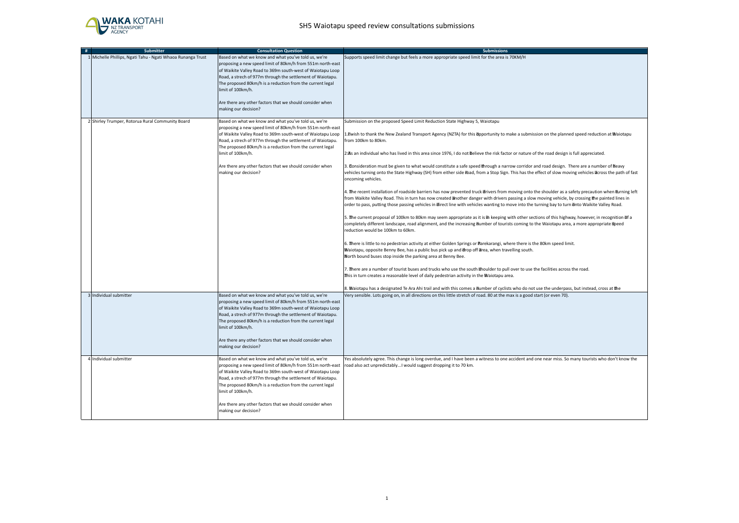# SH5 Waiotapu speed review consultations submissions

| # | Submitter | Consultation Question | Submissions |
|---|---|---|---|
| 1 | Michelle Phillips, Ngati Tahu - Ngati Whaoa Runanga Trust | Based on what we know and what you've told us, we're proposing a new speed limit of 80km/h from 551m north-east of Waikite Valley Road to 369m south-west of Waiotapu Loop Road, a strech of 977m through the settlement of Waiotapu. The proposed 80km/h is a reduction from the current legal limit of 100km/h.<br><br>Are there any other factors that we should consider when making our decision? | Supports speed limit change but feels a more appropriate speed limit for the area is 70KM/H |
| 2 | Shirley Trumper, Rotorua Rural Community Board | Based on what we know and what you've told us, we're proposing a new speed limit of 80km/h from 551m north-east of Waikite Valley Road to 369m south-west of Waiotapu Loop Road, a strech of 977m through the settlement of Waiotapu. The proposed 80km/h is a reduction from the current legal limit of 100km/h.<br><br>Are there any other factors that we should consider when making our decision? | Submission on the proposed Speed Limit Reduction State Highway 5, Waiotapu<br><br>1. I wish to thank the New Zealand Transport Agency (NZTA) for this opportunity to make a submission on the planned speed reduction at Waiotapu from 100km to 80km.<br><br>2. As an individual who has lived in this area since 1976, I do not believe the risk factor or nature of the road design is full appreciated.<br><br>3. Consideration must be given to what would constitute a safe speed through a narrow corridor and road design. There are a number of heavy vehicles turning onto the State Highway (SH) from either side road, from a Stop Sign. This has the effect of slow moving vehicles across the path of fast oncoming vehicles.<br><br>4. The recent installation of roadside barriers has now prevented truck drivers from moving onto the shoulder as a safety precaution when turning left from Waikite Valley Road. This in turn has now created another danger with drivers passing a slow moving vehicle, by crossing the painted lines in order to pass, putting those passing vehicles in direct line with vehicles wanting to move into the turning bay to turn onto Waikite Valley Road.<br><br>5. The current proposal of 100km to 80km may seem appropriate as it is in keeping with other sections of this highway, however, in recognition of a completely different landscape, road alignment, and the increasing number of tourists coming to the Waiotapu area, a more appropriate speed reduction would be 100km to 60km.<br><br>6. There is little to no pedestrian activity at either Golden Springs or Parekarangi, where there is the 80km speed limit.<br>Waiotapu, opposite Benny Bee, has a public bus pick up and drop off area, when travelling south.<br>North bound buses stop inside the parking area at Benny Bee.<br><br>7. There are a number of tourist buses and trucks who use the south shoulder to pull over to use the facilities across the road.<br>This in turn creates a reasonable level of daily pedestrian activity in the Waiotapu area.<br><br>8. Waiotapu has a designated Te Ara Ahi trail and with this comes a number of cyclists who do not use the underpass, but instead, cross at the |
| 3 | Individual submitter | Based on what we know and what you've told us, we're proposing a new speed limit of 80km/h from 551m north-east of Waikite Valley Road to 369m south-west of Waiotapu Loop Road, a strech of 977m through the settlement of Waiotapu. The proposed 80km/h is a reduction from the current legal limit of 100km/h.<br><br>Are there any other factors that we should consider when making our decision? | Very sensible. Lots going on, in all directions on this little stretch of road. 80 at the max is a good start (or even 70). |
| 4 | Individual submitter | Based on what we know and what you've told us, we're proposing a new speed limit of 80km/h from 551m north-east of Waikite Valley Road to 369m south-west of Waiotapu Loop Road, a strech of 977m through the settlement of Waiotapu. The proposed 80km/h is a reduction from the current legal limit of 100km/h.<br><br>Are there any other factors that we should consider when making our decision? | Yes absolutely agree. This change is long overdue, and I have been a witness to one accident and one near miss. So many tourists who don't know the road also act unpredictably...I would suggest dropping it to 70 km. |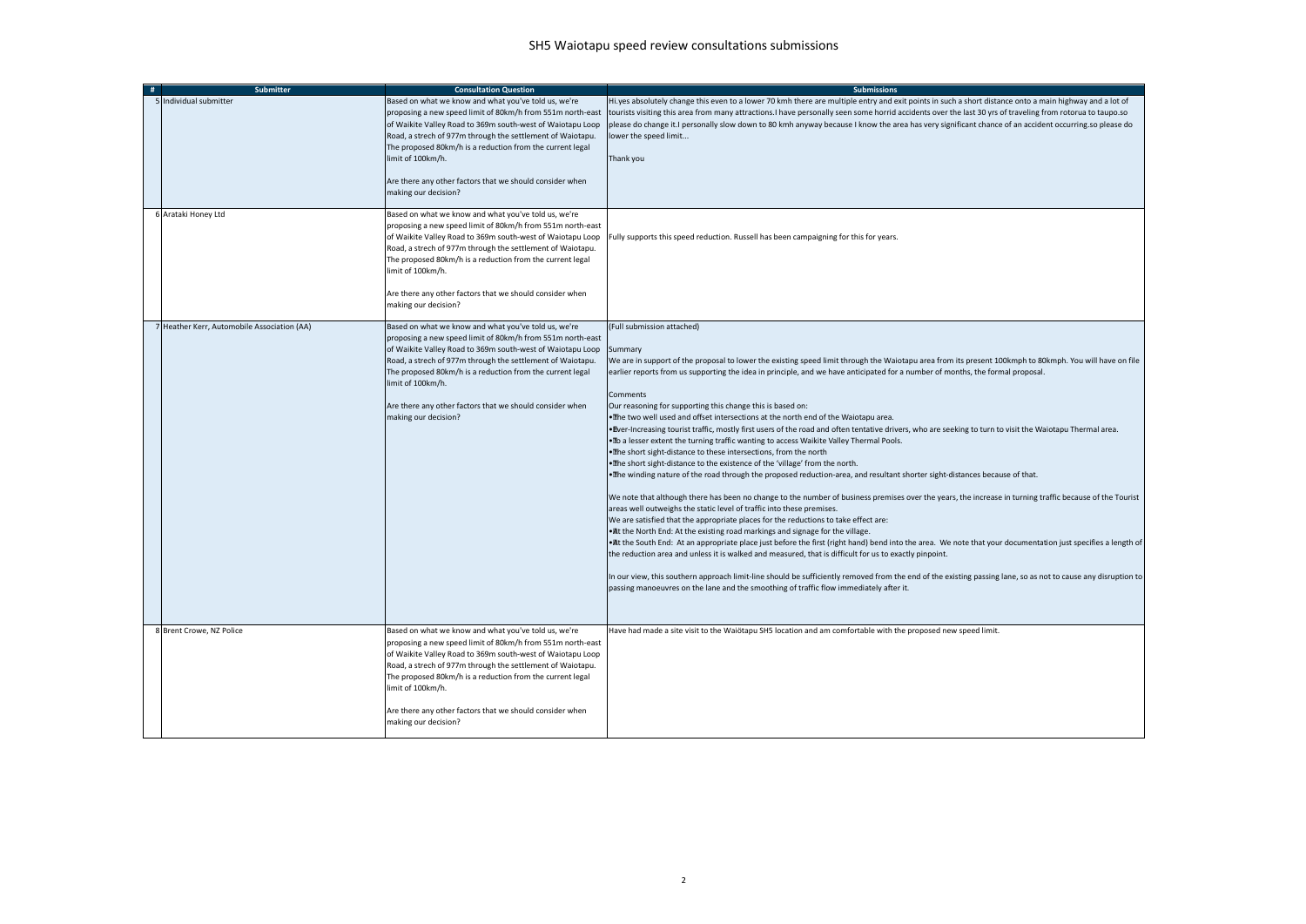# SH5 Waiotapu speed review consultations submissions

| # | Submitter | Consultation Question | Submissions |
|---|---|---|---|
| 5 | Individual submitter | Based on what we know and what you've told us, we're proposing a new speed limit of 80km/h from 551m north-east of Waikite Valley Road to 369m south-west of Waiotapu Loop Road, a strech of 977m through the settlement of Waiotapu. The proposed 80km/h is a reduction from the current legal limit of 100km/h.<br><br>Are there any other factors that we should consider when making our decision? | Hi.yes absolutely change this even to a lower 70 kmh there are multiple entry and exit points in such a short distance onto a main highway and a lot of tourists visiting this area from many attractions.I have personally seen some horrid accidents over the last 30 yrs of traveling from rotorua to taupo.so please do change it.I personally slow down to 80 kmh anyway because I know the area has very significant chance of an accident occurring.so please do lower the speed limit...<br><br>Thank you |
| 6 | Arataki Honey Ltd | Based on what we know and what you've told us, we're proposing a new speed limit of 80km/h from 551m north-east of Waikite Valley Road to 369m south-west of Waiotapu Loop Road, a strech of 977m through the settlement of Waiotapu. The proposed 80km/h is a reduction from the current legal limit of 100km/h.<br><br>Are there any other factors that we should consider when making our decision? | Fully supports this speed reduction. Russell has been campaigning for this for years. |
| 7 | Heather Kerr, Automobile Association (AA) | Based on what we know and what you've told us, we're proposing a new speed limit of 80km/h from 551m north-east of Waikite Valley Road to 369m south-west of Waiotapu Loop Road, a strech of 977m through the settlement of Waiotapu. The proposed 80km/h is a reduction from the current legal limit of 100km/h.<br><br>Are there any other factors that we should consider when making our decision? | (Full submission attached)<br><br>Summary<br>We are in support of the proposal to lower the existing speed limit through the Waiotapu area from its present 100kmph to 80kmph. You will have on file earlier reports from us supporting the idea in principle, and we have anticipated for a number of months, the formal proposal.<br><br>Comments<br>Our reasoning for supporting this change this is based on:<br>• The two well used and offset intersections at the north end of the Waiotapu area.<br>• Ever-Increasing tourist traffic, mostly first users of the road and often tentative drivers, who are seeking to turn to visit the Waiotapu Thermal area.<br>• To a lesser extent the turning traffic wanting to access Waikite Valley Thermal Pools.<br>• The short sight-distance to these intersections, from the north<br>• The short sight-distance to the existence of the 'village' from the north.<br>• The winding nature of the road through the proposed reduction-area, and resultant shorter sight-distances because of that.<br><br>We note that although there has been no change to the number of business premises over the years, the increase in turning traffic because of the Tourist areas well outweighs the static level of traffic into these premises.<br>We are satisfied that the appropriate places for the reductions to take effect are:<br>• At the North End: At the existing road markings and signage for the village.<br>• At the South End: At an appropriate place just before the first (right hand) bend into the area. We note that your documentation just specifies a length of the reduction area and unless it is walked and measured, that is difficult for us to exactly pinpoint.<br><br>In our view, this southern approach limit-line should be sufficiently removed from the end of the existing passing lane, so as not to cause any disruption to passing manoeuvres on the lane and the smoothing of traffic flow immediately after it. |
| 8 | Brent Crowe, NZ Police | Based on what we know and what you've told us, we're proposing a new speed limit of 80km/h from 551m north-east of Waikite Valley Road to 369m south-west of Waiotapu Loop Road, a strech of 977m through the settlement of Waiotapu. The proposed 80km/h is a reduction from the current legal limit of 100km/h.<br><br>Are there any other factors that we should consider when making our decision? | Have had made a site visit to the Waiōtapu SH5 location and am comfortable with the proposed new speed limit. |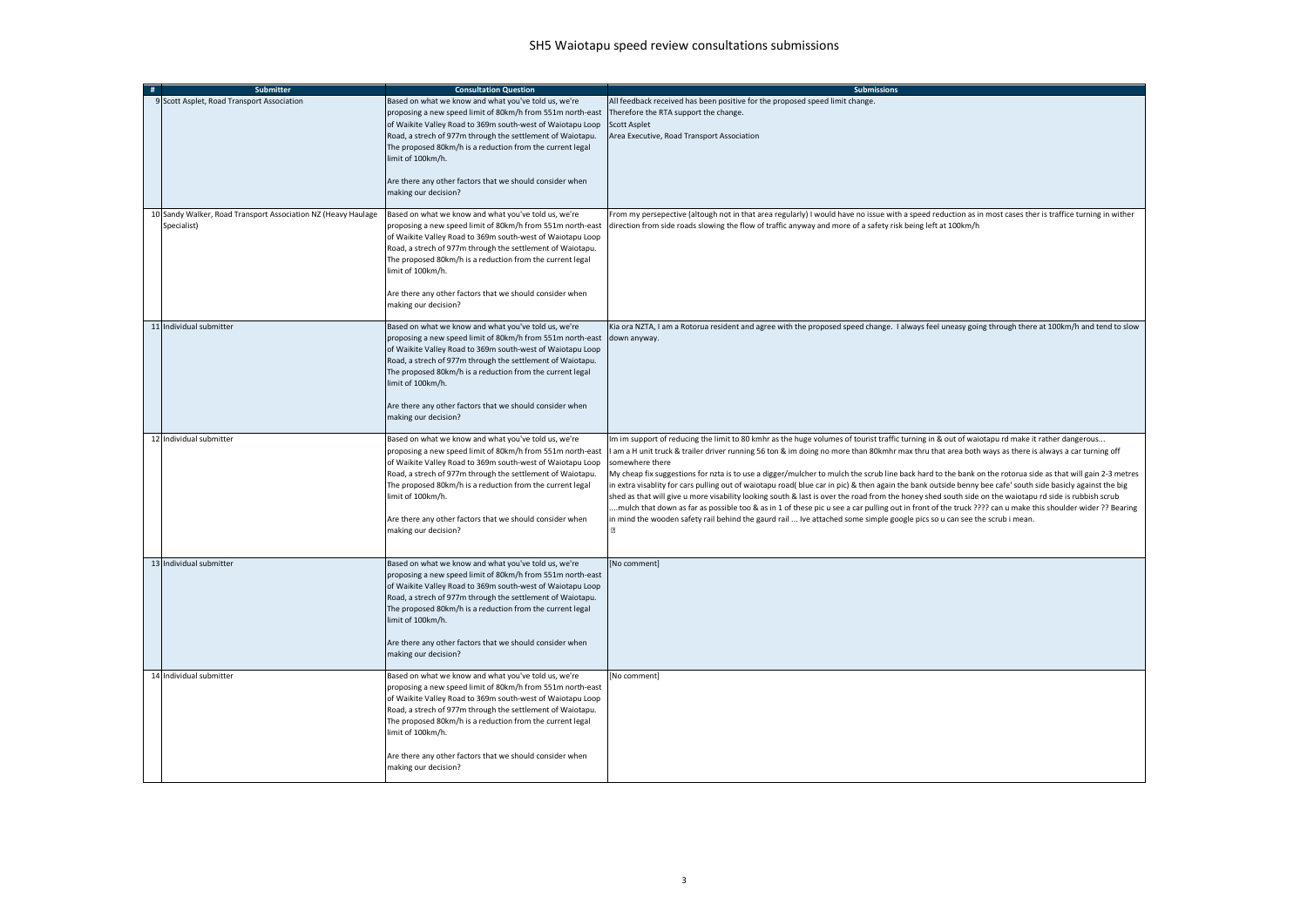# SH5 Waiotapu speed review consultations submissions

| # | Submitter | Consultation Question | Submissions |
|---|---|---|---|
| 9 | Scott Asplet, Road Transport Association | Based on what we know and what you've told us, we're proposing a new speed limit of 80km/h from 551m north-east of Waikite Valley Road to 369m south-west of Waiotapu Loop Road, a strech of 977m through the settlement of Waiotapu. The proposed 80km/h is a reduction from the current legal limit of 100km/h.<br><br>Are there any other factors that we should consider when making our decision? | All feedback received has been positive for the proposed speed limit change.<br>Therefore the RTA support the change.<br>Scott Asplet<br>Area Executive, Road Transport Association |
| 10 | Sandy Walker, Road Transport Association NZ (Heavy Haulage Specialist) | Based on what we know and what you've told us, we're proposing a new speed limit of 80km/h from 551m north-east of Waikite Valley Road to 369m south-west of Waiotapu Loop Road, a strech of 977m through the settlement of Waiotapu. The proposed 80km/h is a reduction from the current legal limit of 100km/h.<br><br>Are there any other factors that we should consider when making our decision? | From my persepective (altough not in that area regularly) I would have no issue with a speed reduction as in most cases ther is traffice turning in wither direction from side roads slowing the flow of traffic anyway and more of a safety risk being left at 100km/h |
| 11 | Individual submitter | Based on what we know and what you've told us, we're proposing a new speed limit of 80km/h from 551m north-east of Waikite Valley Road to 369m south-west of Waiotapu Loop Road, a strech of 977m through the settlement of Waiotapu. The proposed 80km/h is a reduction from the current legal limit of 100km/h.<br><br>Are there any other factors that we should consider when making our decision? | Kia ora NZTA, I am a Rotorua resident and agree with the proposed speed change. I always feel uneasy going through there at 100km/h and tend to slow down anyway. |
| 12 | Individual submitter | Based on what we know and what you've told us, we're proposing a new speed limit of 80km/h from 551m north-east of Waikite Valley Road to 369m south-west of Waiotapu Loop Road, a strech of 977m through the settlement of Waiotapu. The proposed 80km/h is a reduction from the current legal limit of 100km/h.<br><br>Are there any other factors that we should consider when making our decision? | Im im support of reducing the limit to 80 kmhr as the huge volumes of tourist traffic turning in & out of waiotapu rd make it rather dangerous...<br>I am a H unit truck & trailer driver running 56 ton & im doing no more than 80kmhr max thru that area both ways as there is always a car turning off somewhere there<br>My cheap fix suggestions for nzta is to use a digger/mulcher to mulch the scrub line back hard to the bank on the rotorua side as that will gain 2-3 metres in extra visablity for cars pulling out of waiotapu road( blue car in pic) & then again the bank outside benny bee cafe' south side basicly against the big shed as that will give u more visability looking south & last is over the road from the honey shed south side on the waiotapu rd side is rubbish scrub ....mulch that down as far as possible too & as in 1 of these pic u see a car pulling out in front of the truck ???? can u make this shoulder wider ?? Bearing in mind the wooden safety rail behind the gaurd rail ... Ive attached some simple google pics so u can see the scrub i mean.<br>? |
| 13 | Individual submitter | Based on what we know and what you've told us, we're proposing a new speed limit of 80km/h from 551m north-east of Waikite Valley Road to 369m south-west of Waiotapu Loop Road, a strech of 977m through the settlement of Waiotapu. The proposed 80km/h is a reduction from the current legal limit of 100km/h.<br><br>Are there any other factors that we should consider when making our decision? | [No comment] |
| 14 | Individual submitter | Based on what we know and what you've told us, we're proposing a new speed limit of 80km/h from 551m north-east of Waikite Valley Road to 369m south-west of Waiotapu Loop Road, a strech of 977m through the settlement of Waiotapu. The proposed 80km/h is a reduction from the current legal limit of 100km/h.<br><br>Are there any other factors that we should consider when making our decision? | [No comment] |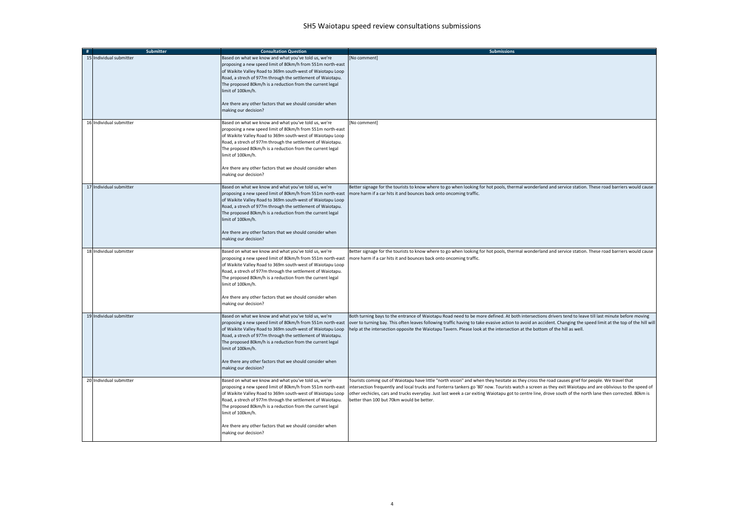# SH5 Waiotapu speed review consultations submissions

| # | Submitter | Consultation Question | Submissions |
|---|---|---|---|
| 15 | Individual submitter | Based on what we know and what you've told us, we're proposing a new speed limit of 80km/h from 551m north-east of Waikite Valley Road to 369m south-west of Waiotapu Loop Road, a strech of 977m through the settlement of Waiotapu. The proposed 80km/h is a reduction from the current legal limit of 100km/h.<br><br>Are there any other factors that we should consider when making our decision? | [No comment] |
| 16 | Individual submitter | Based on what we know and what you've told us, we're proposing a new speed limit of 80km/h from 551m north-east of Waikite Valley Road to 369m south-west of Waiotapu Loop Road, a strech of 977m through the settlement of Waiotapu. The proposed 80km/h is a reduction from the current legal limit of 100km/h.<br><br>Are there any other factors that we should consider when making our decision? | [No comment] |
| 17 | Individual submitter | Based on what we know and what you've told us, we're proposing a new speed limit of 80km/h from 551m north-east of Waikite Valley Road to 369m south-west of Waiotapu Loop Road, a strech of 977m through the settlement of Waiotapu. The proposed 80km/h is a reduction from the current legal limit of 100km/h.<br><br>Are there any other factors that we should consider when making our decision? | Better signage for the tourists to know where to go when looking for hot pools, thermal wonderland and service station. These road barriers would cause more harm if a car hits it and bounces back onto oncoming traffic. |
| 18 | Individual submitter | Based on what we know and what you've told us, we're proposing a new speed limit of 80km/h from 551m north-east of Waikite Valley Road to 369m south-west of Waiotapu Loop Road, a strech of 977m through the settlement of Waiotapu. The proposed 80km/h is a reduction from the current legal limit of 100km/h.<br><br>Are there any other factors that we should consider when making our decision? | Better signage for the tourists to know where to go when looking for hot pools, thermal wonderland and service station. These road barriers would cause more harm if a car hits it and bounces back onto oncoming traffic. |
| 19 | Individual submitter | Based on what we know and what you've told us, we're proposing a new speed limit of 80km/h from 551m north-east of Waikite Valley Road to 369m south-west of Waiotapu Loop Road, a strech of 977m through the settlement of Waiotapu. The proposed 80km/h is a reduction from the current legal limit of 100km/h.<br><br>Are there any other factors that we should consider when making our decision? | Both turning bays to the entrance of Waiotapu Road need to be more defined. At both intersections drivers tend to leave till last minute before moving over to turning bay. This often leaves following traffic having to take evasive action to avoid an accident. Changing the speed limit at the top of the hill will help at the intersection opposite the Waiotapu Tavern. Please look at the intersection at the bottom of the hill as well. |
| 20 | Individual submitter | Based on what we know and what you've told us, we're proposing a new speed limit of 80km/h from 551m north-east of Waikite Valley Road to 369m south-west of Waiotapu Loop Road, a strech of 977m through the settlement of Waiotapu. The proposed 80km/h is a reduction from the current legal limit of 100km/h.<br><br>Are there any other factors that we should consider when making our decision? | Tourists coming out of Waiotapu have little "north vision" and when they hesitate as they cross the road causes grief for people. We travel that intersection frequently and local trucks and Fonterra tankers go '80' now. Tourists watch a screen as they exit Waiotapu and are oblivious to the speed of other vechicles, cars and trucks everyday. Just last week a car exiting Waiotapu got to centre line, drove south of the north lane then corrected. 80km is better than 100 but 70km would be better. |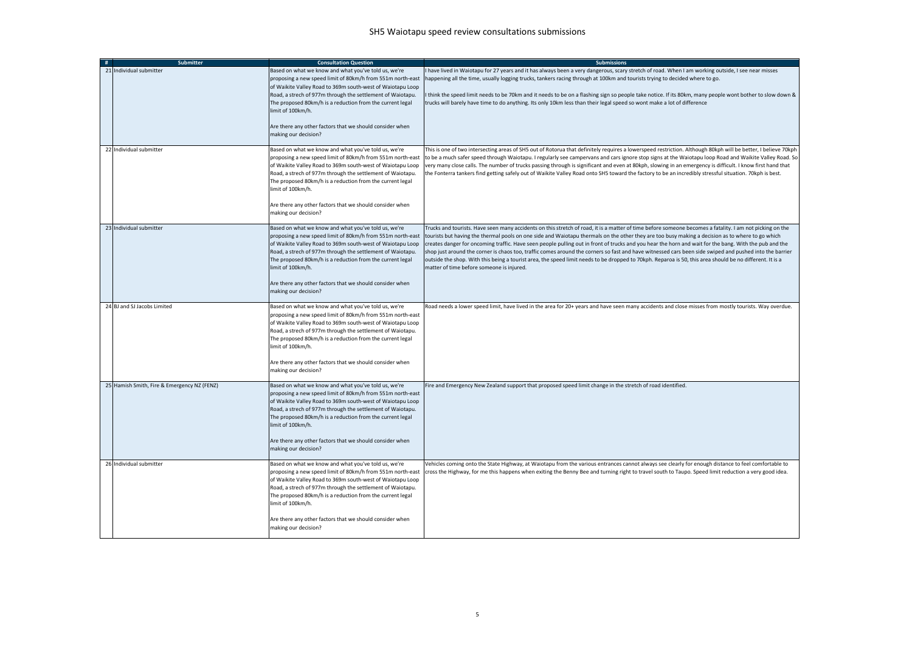# SH5 Waiotapu speed review consultations submissions

| # | Submitter | Consultation Question | Submissions |
|---|---|---|---|
| 21 | Individual submitter | Based on what we know and what you've told us, we're proposing a new speed limit of 80km/h from 551m north-east of Waikite Valley Road to 369m south-west of Waiotapu Loop Road, a strech of 977m through the settlement of Waiotapu. The proposed 80km/h is a reduction from the current legal limit of 100km/h.<br><br>Are there any other factors that we should consider when making our decision? | I have lived in Waiotapu for 27 years and it has always been a very dangerous, scary stretch of road. When I am working outside, I see near misses happening all the time, usually logging trucks, tankers racing through at 100km and tourists trying to decided where to go.<br><br>I think the speed limit needs to be 70km and it needs to be on a flashing sign so people take notice. If its 80km, many people wont bother to slow down & trucks will barely have time to do anything. Its only 10km less than their legal speed so wont make a lot of difference |
| 22 | Individual submitter | Based on what we know and what you've told us, we're proposing a new speed limit of 80km/h from 551m north-east of Waikite Valley Road to 369m south-west of Waiotapu Loop Road, a strech of 977m through the settlement of Waiotapu. The proposed 80km/h is a reduction from the current legal limit of 100km/h.<br><br>Are there any other factors that we should consider when making our decision? | This is one of two intersecting areas of SH5 out of Rotorua that definitely requires a lowerspeed restriction. Although 80kph will be better, I believe 70kph to be a much safer speed through Waiotapu. I regularly see campervans and cars ignore stop signs at the Waiotapu loop Road and Waikite Valley Road. So very many close calls. The number of trucks passing through is significant and even at 80kph, slowing in an emergency is difficult. I know first hand that the Fonterra tankers find getting safely out of Waikite Valley Road onto SH5 toward the factory to be an incredibly stressful situation. 70kph is best. |
| 23 | Individual submitter | Based on what we know and what you've told us, we're proposing a new speed limit of 80km/h from 551m north-east of Waikite Valley Road to 369m south-west of Waiotapu Loop Road, a strech of 977m through the settlement of Waiotapu. The proposed 80km/h is a reduction from the current legal limit of 100km/h.<br><br>Are there any other factors that we should consider when making our decision? | Trucks and tourists. Have seen many accidents on this stretch of road, it is a matter of time before someone becomes a fatality. I am not picking on the tourists but having the thermal pools on one side and Waiotapu thermals on the other they are too busy making a decision as to where to go which creates danger for oncoming traffic. Have seen people pulling out in front of trucks and you hear the horn and wait for the bang. With the pub and the shop just around the corner is chaos too, traffic comes around the corners so fast and have witnessed cars been side swiped and pushed into the barrier outside the shop. With this being a tourist area, the speed limit needs to be dropped to 70kph. Reparoa is 50, this area should be no different. It is a matter of time before someone is injured. |
| 24 | BJ and SJ Jacobs Limited | Based on what we know and what you've told us, we're proposing a new speed limit of 80km/h from 551m north-east of Waikite Valley Road to 369m south-west of Waiotapu Loop Road, a strech of 977m through the settlement of Waiotapu. The proposed 80km/h is a reduction from the current legal limit of 100km/h.<br><br>Are there any other factors that we should consider when making our decision? | Road needs a lower speed limit, have lived in the area for 20+ years and have seen many accidents and close misses from mostly tourists. Way overdue. |
| 25 | Hamish Smith, Fire & Emergency NZ (FENZ) | Based on what we know and what you've told us, we're proposing a new speed limit of 80km/h from 551m north-east of Waikite Valley Road to 369m south-west of Waiotapu Loop Road, a strech of 977m through the settlement of Waiotapu. The proposed 80km/h is a reduction from the current legal limit of 100km/h.<br><br>Are there any other factors that we should consider when making our decision? | Fire and Emergency New Zealand support that proposed speed limit change in the stretch of road identified. |
| 26 | Individual submitter | Based on what we know and what you've told us, we're proposing a new speed limit of 80km/h from 551m north-east of Waikite Valley Road to 369m south-west of Waiotapu Loop Road, a strech of 977m through the settlement of Waiotapu. The proposed 80km/h is a reduction from the current legal limit of 100km/h.<br><br>Are there any other factors that we should consider when making our decision? | Vehicles coming onto the State Highway, at Waiotapu from the various entrances cannot always see clearly for enough distance to feel comfortable to cross the Highway, for me this happens when exiting the Benny Bee and turning right to travel south to Taupo. Speed limit reduction a very good idea. |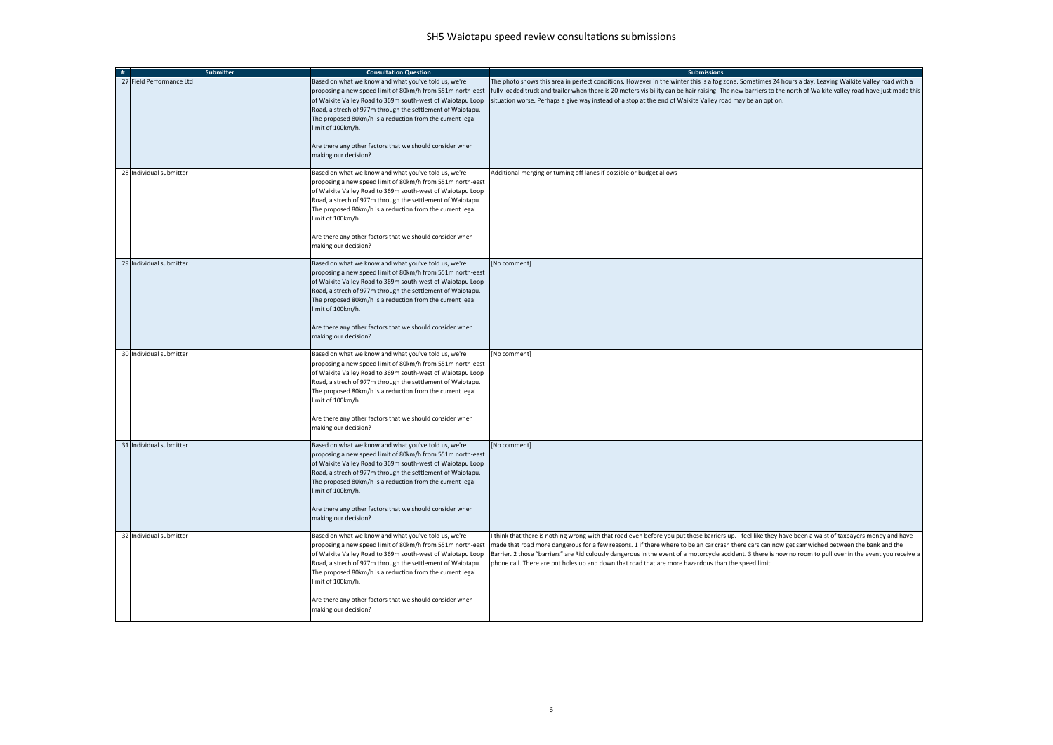# SH5 Waiotapu speed review consultations submissions

| # | Submitter | Consultation Question | Submissions |
|---|---|---|---|
| 27 | Field Performance Ltd | Based on what we know and what you've told us, we're proposing a new speed limit of 80km/h from 551m north-east of Waikite Valley Road to 369m south-west of Waiotapu Loop Road, a strech of 977m through the settlement of Waiotapu. The proposed 80km/h is a reduction from the current legal limit of 100km/h.<br><br>Are there any other factors that we should consider when making our decision? | The photo shows this area in perfect conditions. However in the winter this is a fog zone. Sometimes 24 hours a day. Leaving Waikite Valley road with a fully loaded truck and trailer when there is 20 meters visibility can be hair raising. The new barriers to the north of Waikite valley road have just made this situation worse. Perhaps a give way instead of a stop at the end of Waikite Valley road may be an option. |
| 28 | Individual submitter | Based on what we know and what you've told us, we're proposing a new speed limit of 80km/h from 551m north-east of Waikite Valley Road to 369m south-west of Waiotapu Loop Road, a strech of 977m through the settlement of Waiotapu. The proposed 80km/h is a reduction from the current legal limit of 100km/h.<br><br>Are there any other factors that we should consider when making our decision? | Additional merging or turning off lanes if possible or budget allows |
| 29 | Individual submitter | Based on what we know and what you've told us, we're proposing a new speed limit of 80km/h from 551m north-east of Waikite Valley Road to 369m south-west of Waiotapu Loop Road, a strech of 977m through the settlement of Waiotapu. The proposed 80km/h is a reduction from the current legal limit of 100km/h.<br><br>Are there any other factors that we should consider when making our decision? | [No comment] |
| 30 | Individual submitter | Based on what we know and what you've told us, we're proposing a new speed limit of 80km/h from 551m north-east of Waikite Valley Road to 369m south-west of Waiotapu Loop Road, a strech of 977m through the settlement of Waiotapu. The proposed 80km/h is a reduction from the current legal limit of 100km/h.<br><br>Are there any other factors that we should consider when making our decision? | [No comment] |
| 31 | Individual submitter | Based on what we know and what you've told us, we're proposing a new speed limit of 80km/h from 551m north-east of Waikite Valley Road to 369m south-west of Waiotapu Loop Road, a strech of 977m through the settlement of Waiotapu. The proposed 80km/h is a reduction from the current legal limit of 100km/h.<br><br>Are there any other factors that we should consider when making our decision? | [No comment] |
| 32 | Individual submitter | Based on what we know and what you've told us, we're proposing a new speed limit of 80km/h from 551m north-east of Waikite Valley Road to 369m south-west of Waiotapu Loop Road, a strech of 977m through the settlement of Waiotapu. The proposed 80km/h is a reduction from the current legal limit of 100km/h.<br><br>Are there any other factors that we should consider when making our decision? | I think that there is nothing wrong with that road even before you put those barriers up. I feel like they have been a waist of taxpayers money and have made that road more dangerous for a few reasons. 1 if there where to be an car crash there cars can now get samwiched between the bank and the Barrier. 2 those "barriers" are Ridiculously dangerous in the event of a motorcycle accident. 3 there is now no room to pull over in the event you receive a phone call. There are pot holes up and down that road that are more hazardous than the speed limit. |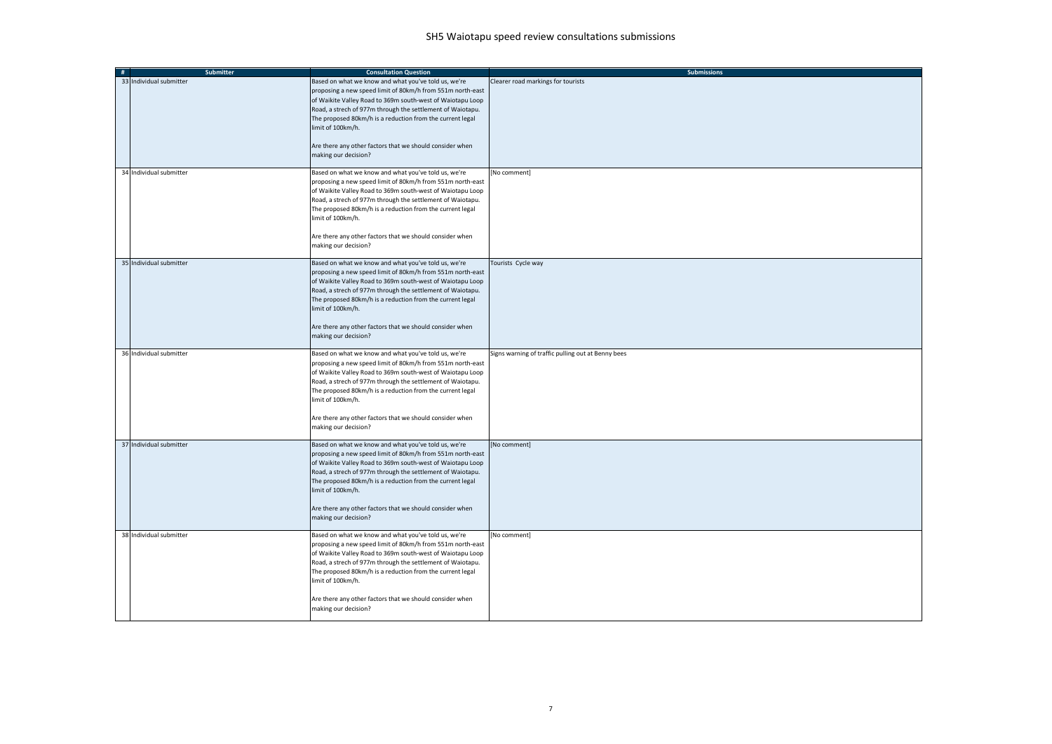# SH5 Waiotapu speed review consultations submissions

| # | Submitter | Consultation Question | Submissions |
|---|---|---|---|
| 33 | Individual submitter | Based on what we know and what you've told us, we're proposing a new speed limit of 80km/h from 551m north-east of Waikite Valley Road to 369m south-west of Waiotapu Loop Road, a strech of 977m through the settlement of Waiotapu. The proposed 80km/h is a reduction from the current legal limit of 100km/h.<br><br>Are there any other factors that we should consider when making our decision? | Clearer road markings for tourists |
| 34 | Individual submitter | Based on what we know and what you've told us, we're proposing a new speed limit of 80km/h from 551m north-east of Waikite Valley Road to 369m south-west of Waiotapu Loop Road, a strech of 977m through the settlement of Waiotapu. The proposed 80km/h is a reduction from the current legal limit of 100km/h.<br><br>Are there any other factors that we should consider when making our decision? | [No comment] |
| 35 | Individual submitter | Based on what we know and what you've told us, we're proposing a new speed limit of 80km/h from 551m north-east of Waikite Valley Road to 369m south-west of Waiotapu Loop Road, a strech of 977m through the settlement of Waiotapu. The proposed 80km/h is a reduction from the current legal limit of 100km/h.<br><br>Are there any other factors that we should consider when making our decision? | Tourists Cycle way |
| 36 | Individual submitter | Based on what we know and what you've told us, we're proposing a new speed limit of 80km/h from 551m north-east of Waikite Valley Road to 369m south-west of Waiotapu Loop Road, a strech of 977m through the settlement of Waiotapu. The proposed 80km/h is a reduction from the current legal limit of 100km/h.<br><br>Are there any other factors that we should consider when making our decision? | Signs warning of traffic pulling out at Benny bees |
| 37 | Individual submitter | Based on what we know and what you've told us, we're proposing a new speed limit of 80km/h from 551m north-east of Waikite Valley Road to 369m south-west of Waiotapu Loop Road, a strech of 977m through the settlement of Waiotapu. The proposed 80km/h is a reduction from the current legal limit of 100km/h.<br><br>Are there any other factors that we should consider when making our decision? | [No comment] |
| 38 | Individual submitter | Based on what we know and what you've told us, we're proposing a new speed limit of 80km/h from 551m north-east of Waikite Valley Road to 369m south-west of Waiotapu Loop Road, a strech of 977m through the settlement of Waiotapu. The proposed 80km/h is a reduction from the current legal limit of 100km/h.<br><br>Are there any other factors that we should consider when making our decision? | [No comment] |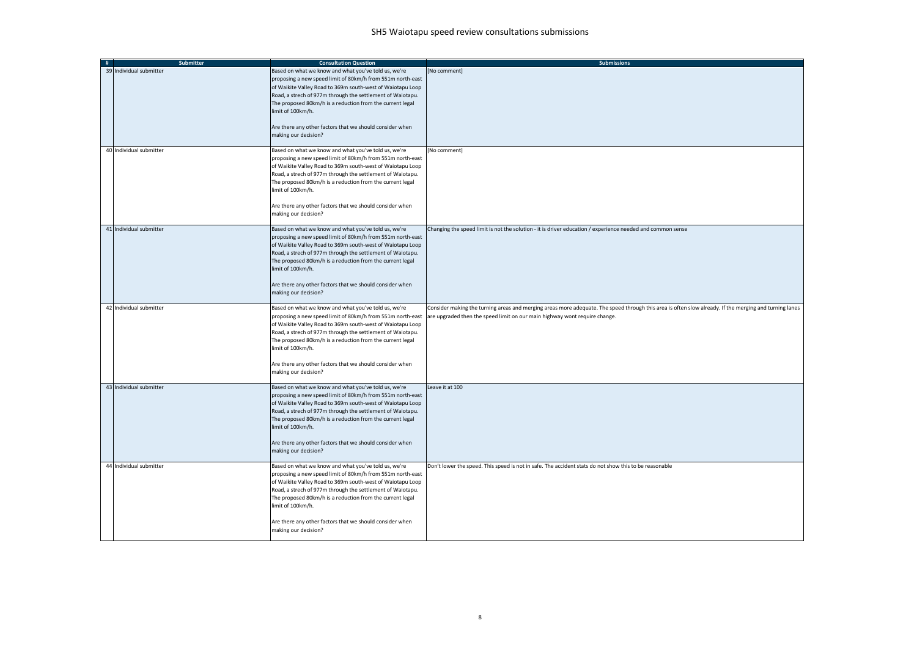# SH5 Waiotapu speed review consultations submissions

| # | Submitter | Consultation Question | Submissions |
|---|---|---|---|
| 39 | Individual submitter | Based on what we know and what you've told us, we're proposing a new speed limit of 80km/h from 551m north-east of Waikite Valley Road to 369m south-west of Waiotapu Loop Road, a strech of 977m through the settlement of Waiotapu. The proposed 80km/h is a reduction from the current legal limit of 100km/h.<br><br>Are there any other factors that we should consider when making our decision? | [No comment] |
| 40 | Individual submitter | Based on what we know and what you've told us, we're proposing a new speed limit of 80km/h from 551m north-east of Waikite Valley Road to 369m south-west of Waiotapu Loop Road, a strech of 977m through the settlement of Waiotapu. The proposed 80km/h is a reduction from the current legal limit of 100km/h.<br><br>Are there any other factors that we should consider when making our decision? | [No comment] |
| 41 | Individual submitter | Based on what we know and what you've told us, we're proposing a new speed limit of 80km/h from 551m north-east of Waikite Valley Road to 369m south-west of Waiotapu Loop Road, a strech of 977m through the settlement of Waiotapu. The proposed 80km/h is a reduction from the current legal limit of 100km/h.<br><br>Are there any other factors that we should consider when making our decision? | Changing the speed limit is not the solution - it is driver education / experience needed and common sense |
| 42 | Individual submitter | Based on what we know and what you've told us, we're proposing a new speed limit of 80km/h from 551m north-east of Waikite Valley Road to 369m south-west of Waiotapu Loop Road, a strech of 977m through the settlement of Waiotapu. The proposed 80km/h is a reduction from the current legal limit of 100km/h.<br><br>Are there any other factors that we should consider when making our decision? | Consider making the turning areas and merging areas more adequate. The speed through this area is often slow already. If the merging and turning lanes are upgraded then the speed limit on our main highway wont require change. |
| 43 | Individual submitter | Based on what we know and what you've told us, we're proposing a new speed limit of 80km/h from 551m north-east of Waikite Valley Road to 369m south-west of Waiotapu Loop Road, a strech of 977m through the settlement of Waiotapu. The proposed 80km/h is a reduction from the current legal limit of 100km/h.<br><br>Are there any other factors that we should consider when making our decision? | Leave it at 100 |
| 44 | Individual submitter | Based on what we know and what you've told us, we're proposing a new speed limit of 80km/h from 551m north-east of Waikite Valley Road to 369m south-west of Waiotapu Loop Road, a strech of 977m through the settlement of Waiotapu. The proposed 80km/h is a reduction from the current legal limit of 100km/h.<br><br>Are there any other factors that we should consider when making our decision? | Don't lower the speed. This speed is not in safe. The accident stats do not show this to be reasonable |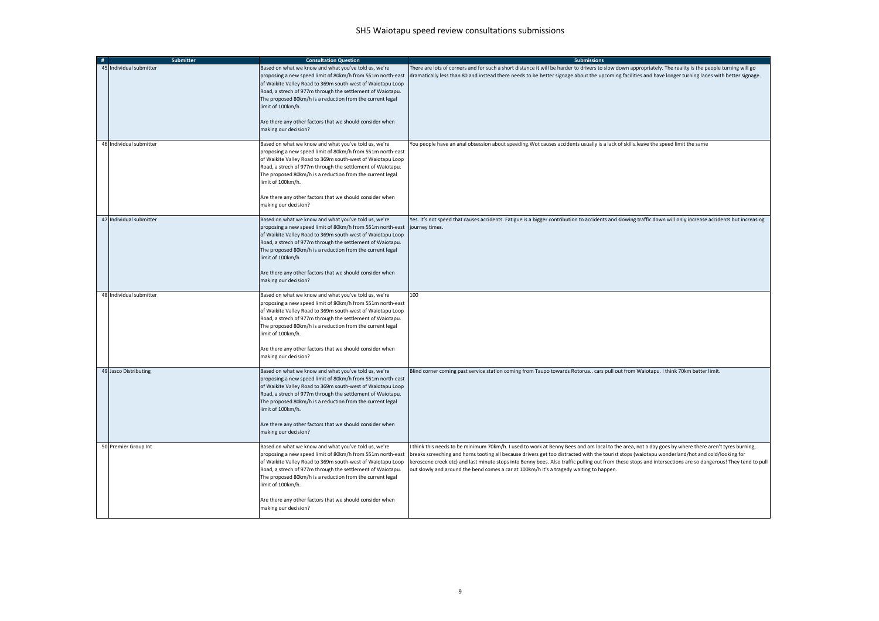# SH5 Waiotapu speed review consultations submissions

| # | Submitter | Consultation Question | Submissions |
|---|---|---|---|
| 45 | Individual submitter | Based on what we know and what you've told us, we're proposing a new speed limit of 80km/h from 551m north-east of Waikite Valley Road to 369m south-west of Waiotapu Loop Road, a strech of 977m through the settlement of Waiotapu. The proposed 80km/h is a reduction from the current legal limit of 100km/h.<br><br>Are there any other factors that we should consider when making our decision? | There are lots of corners and for such a short distance it will be harder to drivers to slow down appropriately. The reality is the people turning will go dramatically less than 80 and instead there needs to be better signage about the upcoming facilities and have longer turning lanes with better signage. |
| 46 | Individual submitter | Based on what we know and what you've told us, we're proposing a new speed limit of 80km/h from 551m north-east of Waikite Valley Road to 369m south-west of Waiotapu Loop Road, a strech of 977m through the settlement of Waiotapu. The proposed 80km/h is a reduction from the current legal limit of 100km/h.<br><br>Are there any other factors that we should consider when making our decision? | You people have an anal obsession about speeding.Wot causes accidents usually is a lack of skills.leave the speed limit the same |
| 47 | Individual submitter | Based on what we know and what you've told us, we're proposing a new speed limit of 80km/h from 551m north-east of Waikite Valley Road to 369m south-west of Waiotapu Loop Road, a strech of 977m through the settlement of Waiotapu. The proposed 80km/h is a reduction from the current legal limit of 100km/h.<br><br>Are there any other factors that we should consider when making our decision? | Yes. It's not speed that causes accidents. Fatigue is a bigger contribution to accidents and slowing traffic down will only increase accidents but increasing journey times. |
| 48 | Individual submitter | Based on what we know and what you've told us, we're proposing a new speed limit of 80km/h from 551m north-east of Waikite Valley Road to 369m south-west of Waiotapu Loop Road, a strech of 977m through the settlement of Waiotapu. The proposed 80km/h is a reduction from the current legal limit of 100km/h.<br><br>Are there any other factors that we should consider when making our decision? | 100 |
| 49 | Jasco Distributing | Based on what we know and what you've told us, we're proposing a new speed limit of 80km/h from 551m north-east of Waikite Valley Road to 369m south-west of Waiotapu Loop Road, a strech of 977m through the settlement of Waiotapu. The proposed 80km/h is a reduction from the current legal limit of 100km/h.<br><br>Are there any other factors that we should consider when making our decision? | Blind corner coming past service station coming from Taupo towards Rotorua.. cars pull out from Waiotapu. I think 70km better limit. |
| 50 | Premier Group Int | Based on what we know and what you've told us, we're proposing a new speed limit of 80km/h from 551m north-east of Waikite Valley Road to 369m south-west of Waiotapu Loop Road, a strech of 977m through the settlement of Waiotapu. The proposed 80km/h is a reduction from the current legal limit of 100km/h.<br><br>Are there any other factors that we should consider when making our decision? | I think this needs to be minimum 70km/h. I used to work at Benny Bees and am local to the area, not a day goes by where there aren't tyres burning, breaks screeching and horns tooting all because drivers get too distracted with the tourist stops (waiotapu wonderland/hot and cold/looking for keroscene creek etc) and last minute stops into Benny bees. Also traffic pulling out from these stops and intersections are so dangerous! They tend to pull out slowly and around the bend comes a car at 100km/h it's a tragedy waiting to happen. |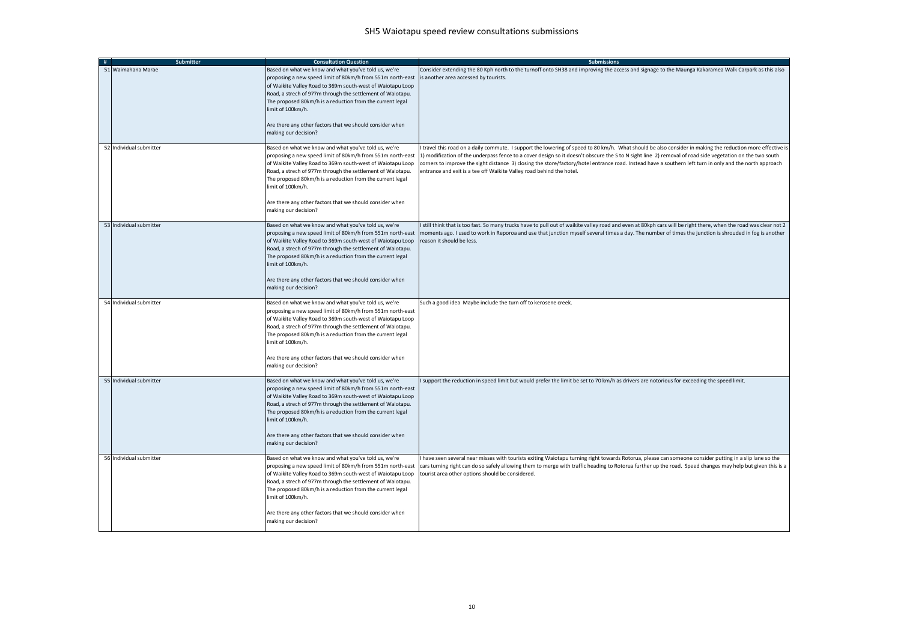# SH5 Waiotapu speed review consultations submissions

| # | Submitter | Consultation Question | Submissions |
|---|---|---|---|
| 51 | Waimahana Marae | Based on what we know and what you've told us, we're proposing a new speed limit of 80km/h from 551m north-east of Waikite Valley Road to 369m south-west of Waiotapu Loop Road, a strech of 977m through the settlement of Waiotapu. The proposed 80km/h is a reduction from the current legal limit of 100km/h.<br><br>Are there any other factors that we should consider when making our decision? | Consider extending the 80 Kph north to the turnoff onto SH38 and improving the access and signage to the Maunga Kakaramea Walk Carpark as this also is another area accessed by tourists. |
| 52 | Individual submitter | Based on what we know and what you've told us, we're proposing a new speed limit of 80km/h from 551m north-east of Waikite Valley Road to 369m south-west of Waiotapu Loop Road, a strech of 977m through the settlement of Waiotapu. The proposed 80km/h is a reduction from the current legal limit of 100km/h.<br><br>Are there any other factors that we should consider when making our decision? | I travel this road on a daily commute. I support the lowering of speed to 80 km/h. What should be also consider in making the reduction more effective is 1) modification of the underpass fence to a cover design so it doesn't obscure the S to N sight line 2) removal of road side vegetation on the two south corners to improve the sight distance 3) closing the store/factory/hotel entrance road. Instead have a southern left turn in only and the north approach entrance and exit is a tee off Waikite Valley road behind the hotel. |
| 53 | Individual submitter | Based on what we know and what you've told us, we're proposing a new speed limit of 80km/h from 551m north-east of Waikite Valley Road to 369m south-west of Waiotapu Loop Road, a strech of 977m through the settlement of Waiotapu. The proposed 80km/h is a reduction from the current legal limit of 100km/h.<br><br>Are there any other factors that we should consider when making our decision? | I still think that is too fast. So many trucks have to pull out of waikite valley road and even at 80kph cars will be right there, when the road was clear not 2 moments ago. I used to work in Reporoa and use that junction myself several times a day. The number of times the junction is shrouded in fog is another reason it should be less. |
| 54 | Individual submitter | Based on what we know and what you've told us, we're proposing a new speed limit of 80km/h from 551m north-east of Waikite Valley Road to 369m south-west of Waiotapu Loop Road, a strech of 977m through the settlement of Waiotapu. The proposed 80km/h is a reduction from the current legal limit of 100km/h.<br><br>Are there any other factors that we should consider when making our decision? | Such a good idea Maybe include the turn off to kerosene creek. |
| 55 | Individual submitter | Based on what we know and what you've told us, we're proposing a new speed limit of 80km/h from 551m north-east of Waikite Valley Road to 369m south-west of Waiotapu Loop Road, a strech of 977m through the settlement of Waiotapu. The proposed 80km/h is a reduction from the current legal limit of 100km/h.<br><br>Are there any other factors that we should consider when making our decision? | I support the reduction in speed limit but would prefer the limit be set to 70 km/h as drivers are notorious for exceeding the speed limit. |
| 56 | Individual submitter | Based on what we know and what you've told us, we're proposing a new speed limit of 80km/h from 551m north-east of Waikite Valley Road to 369m south-west of Waiotapu Loop Road, a strech of 977m through the settlement of Waiotapu. The proposed 80km/h is a reduction from the current legal limit of 100km/h.<br><br>Are there any other factors that we should consider when making our decision? | I have seen several near misses with tourists exiting Waiotapu turning right towards Rotorua, please can someone consider putting in a slip lane so the cars turning right can do so safely allowing them to merge with traffic heading to Rotorua further up the road. Speed changes may help but given this is a tourist area other options should be considered. |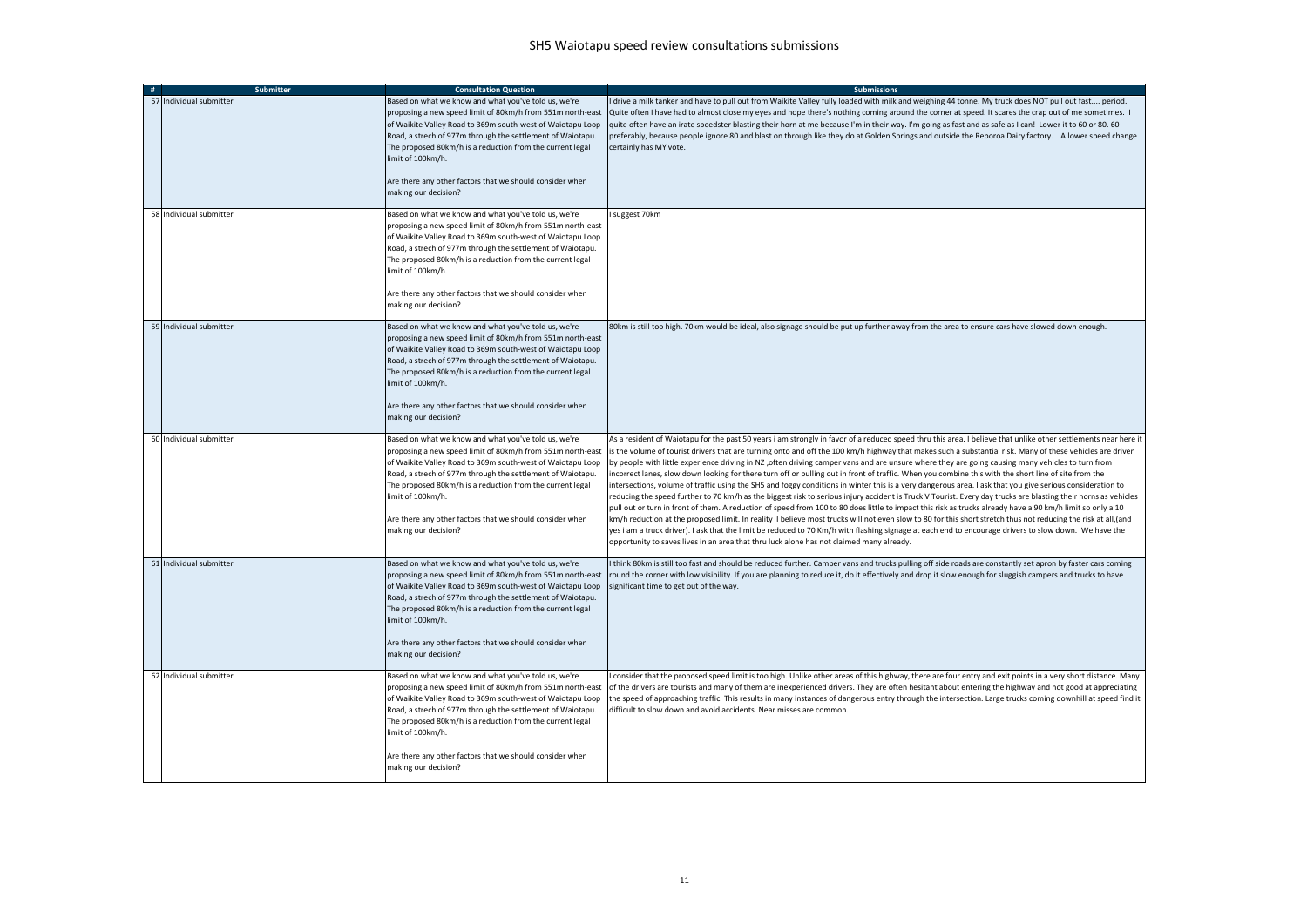# SH5 Waiotapu speed review consultations submissions

| # | Submitter | Consultation Question | Submissions |
|---|---|---|---|
| 57 | Individual submitter | Based on what we know and what you've told us, we're proposing a new speed limit of 80km/h from 551m north-east of Waikite Valley Road to 369m south-west of Waiotapu Loop Road, a strech of 977m through the settlement of Waiotapu. The proposed 80km/h is a reduction from the current legal limit of 100km/h.<br><br>Are there any other factors that we should consider when making our decision? | I drive a milk tanker and have to pull out from Waikite Valley fully loaded with milk and weighing 44 tonne. My truck does NOT pull out fast.... period. Quite often I have had to almost close my eyes and hope there's nothing coming around the corner at speed. It scares the crap out of me sometimes. I quite often have an irate speedster blasting their horn at me because I'm in their way. I'm going as fast and as safe as I can! Lower it to 60 or 80. 60 preferably, because people ignore 80 and blast on through like they do at Golden Springs and outside the Reporoa Dairy factory. A lower speed change certainly has MY vote. |
| 58 | Individual submitter | Based on what we know and what you've told us, we're proposing a new speed limit of 80km/h from 551m north-east of Waikite Valley Road to 369m south-west of Waiotapu Loop Road, a strech of 977m through the settlement of Waiotapu. The proposed 80km/h is a reduction from the current legal limit of 100km/h.<br><br>Are there any other factors that we should consider when making our decision? | I suggest 70km |
| 59 | Individual submitter | Based on what we know and what you've told us, we're proposing a new speed limit of 80km/h from 551m north-east of Waikite Valley Road to 369m south-west of Waiotapu Loop Road, a strech of 977m through the settlement of Waiotapu. The proposed 80km/h is a reduction from the current legal limit of 100km/h.<br><br>Are there any other factors that we should consider when making our decision? | 80km is still too high. 70km would be ideal, also signage should be put up further away from the area to ensure cars have slowed down enough. |
| 60 | Individual submitter | Based on what we know and what you've told us, we're proposing a new speed limit of 80km/h from 551m north-east of Waikite Valley Road to 369m south-west of Waiotapu Loop Road, a strech of 977m through the settlement of Waiotapu. The proposed 80km/h is a reduction from the current legal limit of 100km/h.<br><br>Are there any other factors that we should consider when making our decision? | As a resident of Waiotapu for the past 50 years i am strongly in favor of a reduced speed thru this area. I believe that unlike other settlements near here it is the volume of tourist drivers that are turning onto and off the 100 km/h highway that makes such a substantial risk. Many of these vehicles are driven by people with little experience driving in NZ ,often driving camper vans and are unsure where they are going causing many vehicles to turn from incorrect lanes, slow down looking for there turn off or pulling out in front of traffic. When you combine this with the short line of site from the intersections, volume of traffic using the SH5 and foggy conditions in winter this is a very dangerous area. I ask that you give serious consideration to reducing the speed further to 70 km/h as the biggest risk to serious injury accident is Truck V Tourist. Every day trucks are blasting their horns as vehicles pull out or turn in front of them. A reduction of speed from 100 to 80 does little to impact this risk as trucks already have a 90 km/h limit so only a 10 km/h reduction at the proposed limit. In reality I believe most trucks will not even slow to 80 for this short stretch thus not reducing the risk at all,(and yes i am a truck driver). I ask that the limit be reduced to 70 Km/h with flashing signage at each end to encourage drivers to slow down. We have the opportunity to saves lives in an area that thru luck alone has not claimed many already. |
| 61 | Individual submitter | Based on what we know and what you've told us, we're proposing a new speed limit of 80km/h from 551m north-east of Waikite Valley Road to 369m south-west of Waiotapu Loop Road, a strech of 977m through the settlement of Waiotapu. The proposed 80km/h is a reduction from the current legal limit of 100km/h.<br><br>Are there any other factors that we should consider when making our decision? | I think 80km is still too fast and should be reduced further. Camper vans and trucks pulling off side roads are constantly set apron by faster cars coming round the corner with low visibility. If you are planning to reduce it, do it effectively and drop it slow enough for sluggish campers and trucks to have significant time to get out of the way. |
| 62 | Individual submitter | Based on what we know and what you've told us, we're proposing a new speed limit of 80km/h from 551m north-east of Waikite Valley Road to 369m south-west of Waiotapu Loop Road, a strech of 977m through the settlement of Waiotapu. The proposed 80km/h is a reduction from the current legal limit of 100km/h.<br><br>Are there any other factors that we should consider when making our decision? | I consider that the proposed speed limit is too high. Unlike other areas of this highway, there are four entry and exit points in a very short distance. Many of the drivers are tourists and many of them are inexperienced drivers. They are often hesitant about entering the highway and not good at appreciating the speed of approaching traffic. This results in many instances of dangerous entry through the intersection. Large trucks coming downhill at speed find it difficult to slow down and avoid accidents. Near misses are common. |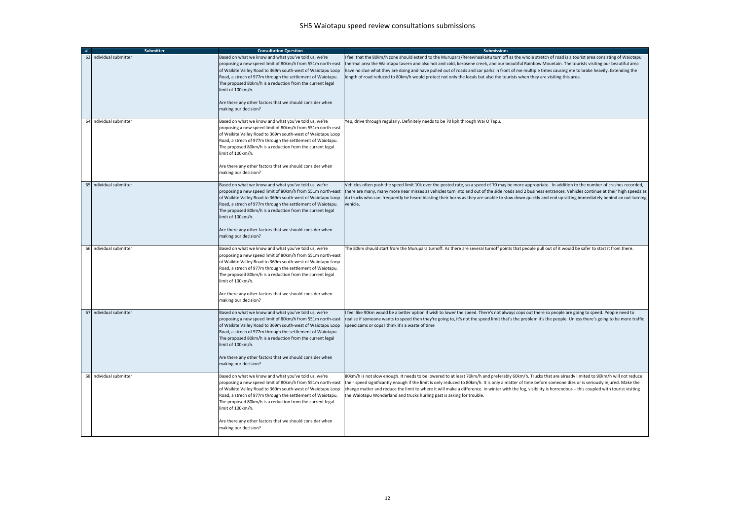# SH5 Waiotapu speed review consultations submissions

| # | Submitter | Consultation Question | Submissions |
|---|---|---|---|
| 63 | Individual submitter | Based on what we know and what you've told us, we're proposing a new speed limit of 80km/h from 551m north-east of Waikite Valley Road to 369m south-west of Waiotapu Loop Road, a strech of 977m through the settlement of Waiotapu. The proposed 80km/h is a reduction from the current legal limit of 100km/h.<br><br>Are there any other factors that we should consider when making our decision? | I feel that the 80km/h zone should extend to the Murupara/Rerewhaakaitu turn off as the whole stretch of road is a tourist area consisting of Waiotapu thermal area the Waiotapu tavern and also hot and cold, kerosene creek, and our beautiful Rainbow Mountain. The tourists visiting our beautiful area have no clue what they are doing and have pulled out of roads and car parks in front of me multiple times causing me to brake heavily. Extending the length of road reduced to 80km/h would protect not only the locals but also the tourists when they are visiting this area. |
| 64 | Individual submitter | Based on what we know and what you've told us, we're proposing a new speed limit of 80km/h from 551m north-east of Waikite Valley Road to 369m south-west of Waiotapu Loop Road, a strech of 977m through the settlement of Waiotapu. The proposed 80km/h is a reduction from the current legal limit of 100km/h.<br><br>Are there any other factors that we should consider when making our decision? | Yep, drive through regularly. Definitely needs to be 70 kph through Wai O Tapu. |
| 65 | Individual submitter | Based on what we know and what you've told us, we're proposing a new speed limit of 80km/h from 551m north-east of Waikite Valley Road to 369m south-west of Waiotapu Loop Road, a strech of 977m through the settlement of Waiotapu. The proposed 80km/h is a reduction from the current legal limit of 100km/h.<br><br>Are there any other factors that we should consider when making our decision? | Vehicles often push the speed limit 10k over the posted rate, so a speed of 70 may be more appropriate. In addition to the number of crashes recorded, there are many, many more near misses as vehicles turn into and out of the side roads and 2 business entrances. Vehicles continue at their high speeds as do trucks who can frequently be heard blasting their horns as they are unable to slow down quickly and end up sitting immediately behind an out-turning vehicle. |
| 66 | Individual submitter | Based on what we know and what you've told us, we're proposing a new speed limit of 80km/h from 551m north-east of Waikite Valley Road to 369m south-west of Waiotapu Loop Road, a strech of 977m through the settlement of Waiotapu. The proposed 80km/h is a reduction from the current legal limit of 100km/h.<br><br>Are there any other factors that we should consider when making our decision? | The 80km should start from the Murupara turnoff. As there are several turnoff points that people pull out of it would be safer to start it from there. |
| 67 | Individual submitter | Based on what we know and what you've told us, we're proposing a new speed limit of 80km/h from 551m north-east of Waikite Valley Road to 369m south-west of Waiotapu Loop Road, a strech of 977m through the settlement of Waiotapu. The proposed 80km/h is a reduction from the current legal limit of 100km/h.<br><br>Are there any other factors that we should consider when making our decision? | I feel like 90km would be a better option if wish to lower the speed. There's not always cops out there so people are going to speed. People need to realise if someone wants to speed then they're going to, it's not the speed limit that's the problem it's the people. Unless there's going to be more traffic speed cams or cops I think it's a waste of time |
| 68 | Individual submitter | Based on what we know and what you've told us, we're proposing a new speed limit of 80km/h from 551m north-east of Waikite Valley Road to 369m south-west of Waiotapu Loop Road, a strech of 977m through the settlement of Waiotapu. The proposed 80km/h is a reduction from the current legal limit of 100km/h.<br><br>Are there any other factors that we should consider when making our decision? | 80km/h is not slow enough. It needs to be lowered to at least 70km/h and preferably 60km/h. Trucks that are already limited to 90km/h will not reduce their speed significantly enough if the limit is only reduced to 80km/h. It is only a matter of time before someone dies or is seriously injured. Make the change matter and reduce the limit to where it will make a difference. In winter with the fog, visibility is horrendous – this coupled with tourist visiting the Waiotapu Wonderland and trucks hurling past is asking for trouble. |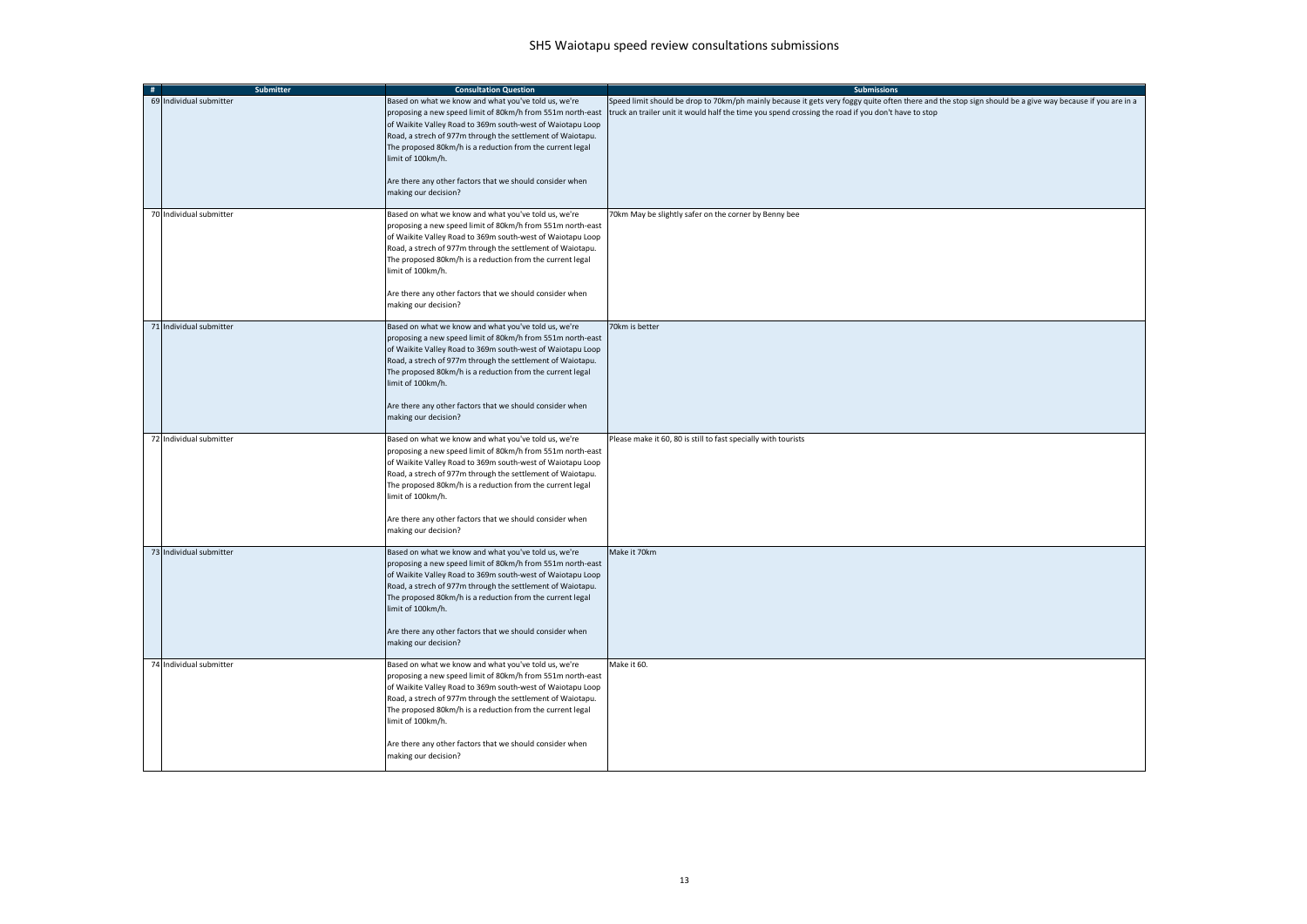# SH5 Waiotapu speed review consultations submissions

| # | Submitter | Consultation Question | Submissions |
| --- | --- | --- | --- |
| 69 | Individual submitter | Based on what we know and what you've told us, we're proposing a new speed limit of 80km/h from 551m north-east of Waikite Valley Road to 369m south-west of Waiotapu Loop Road, a strech of 977m through the settlement of Waiotapu. The proposed 80km/h is a reduction from the current legal limit of 100km/h.<br><br>Are there any other factors that we should consider when making our decision? | Speed limit should be drop to 70km/ph mainly because it gets very foggy quite often there and the stop sign should be a give way because if you are in a truck an trailer unit it would half the time you spend crossing the road if you don't have to stop |
| 70 | Individual submitter | Based on what we know and what you've told us, we're proposing a new speed limit of 80km/h from 551m north-east of Waikite Valley Road to 369m south-west of Waiotapu Loop Road, a strech of 977m through the settlement of Waiotapu. The proposed 80km/h is a reduction from the current legal limit of 100km/h.<br><br>Are there any other factors that we should consider when making our decision? | 70km May be slightly safer on the corner by Benny bee |
| 71 | Individual submitter | Based on what we know and what you've told us, we're proposing a new speed limit of 80km/h from 551m north-east of Waikite Valley Road to 369m south-west of Waiotapu Loop Road, a strech of 977m through the settlement of Waiotapu. The proposed 80km/h is a reduction from the current legal limit of 100km/h.<br><br>Are there any other factors that we should consider when making our decision? | 70km is better |
| 72 | Individual submitter | Based on what we know and what you've told us, we're proposing a new speed limit of 80km/h from 551m north-east of Waikite Valley Road to 369m south-west of Waiotapu Loop Road, a strech of 977m through the settlement of Waiotapu. The proposed 80km/h is a reduction from the current legal limit of 100km/h.<br><br>Are there any other factors that we should consider when making our decision? | Please make it 60, 80 is still to fast specially with tourists |
| 73 | Individual submitter | Based on what we know and what you've told us, we're proposing a new speed limit of 80km/h from 551m north-east of Waikite Valley Road to 369m south-west of Waiotapu Loop Road, a strech of 977m through the settlement of Waiotapu. The proposed 80km/h is a reduction from the current legal limit of 100km/h.<br><br>Are there any other factors that we should consider when making our decision? | Make it 70km |
| 74 | Individual submitter | Based on what we know and what you've told us, we're proposing a new speed limit of 80km/h from 551m north-east of Waikite Valley Road to 369m south-west of Waiotapu Loop Road, a strech of 977m through the settlement of Waiotapu. The proposed 80km/h is a reduction from the current legal limit of 100km/h.<br><br>Are there any other factors that we should consider when making our decision? | Make it 60. |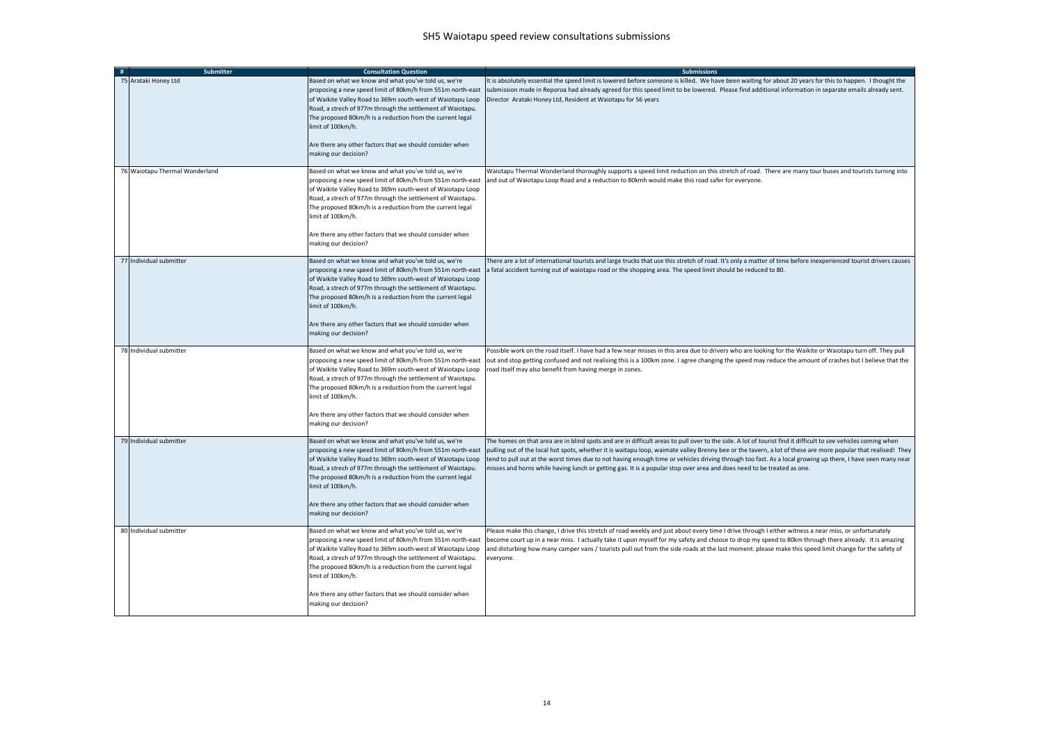# SH5 Waiotapu speed review consultations submissions

| # | Submitter | Consultation Question | Submissions |
|---|---|---|---|
| 75 | Arataki Honey Ltd | Based on what we know and what you've told us, we're proposing a new speed limit of 80km/h from 551m north-east of Waikite Valley Road to 369m south-west of Waiotapu Loop Road, a strech of 977m through the settlement of Waiotapu. The proposed 80km/h is a reduction from the current legal limit of 100km/h.<br><br>Are there any other factors that we should consider when making our decision? | It is absolutely essential the speed limit is lowered before someone is killed. We have been waiting for about 20 years for this to happen. I thought the submission made in Reporoa had already agreed for this speed limit to be lowered. Please find additional information in separate emails already sent.<br>Director Arataki Honey Ltd, Resident at Waiotapu for 56 years |
| 76 | Waiotapu Thermal Wonderland | Based on what we know and what you've told us, we're proposing a new speed limit of 80km/h from 551m north-east of Waikite Valley Road to 369m south-west of Waiotapu Loop Road, a strech of 977m through the settlement of Waiotapu. The proposed 80km/h is a reduction from the current legal limit of 100km/h.<br><br>Are there any other factors that we should consider when making our decision? | Waiotapu Thermal Wonderland thoroughly supports a speed limit reduction on this stretch of road. There are many tour buses and tourists turning into and out of Waiotapu Loop Road and a reduction to 80kmh would make this road safer for everyone. |
| 77 | Individual submitter | Based on what we know and what you've told us, we're proposing a new speed limit of 80km/h from 551m north-east of Waikite Valley Road to 369m south-west of Waiotapu Loop Road, a strech of 977m through the settlement of Waiotapu. The proposed 80km/h is a reduction from the current legal limit of 100km/h.<br><br>Are there any other factors that we should consider when making our decision? | There are a lot of international tourists and large trucks that use this stretch of road. It's only a matter of time before inexperienced tourist drivers causes a fatal accident turning out of waiotapu road or the shopping area. The speed limit should be reduced to 80. |
| 78 | Individual submitter | Based on what we know and what you've told us, we're proposing a new speed limit of 80km/h from 551m north-east of Waikite Valley Road to 369m south-west of Waiotapu Loop Road, a strech of 977m through the settlement of Waiotapu. The proposed 80km/h is a reduction from the current legal limit of 100km/h.<br><br>Are there any other factors that we should consider when making our decision? | Possible work on the road itself. I have had a few near misses in this area due to drivers who are looking for the Waikite or Waiotapu turn off. They pull out and stop getting confused and not realising this is a 100km zone. I agree changing the speed may reduce the amount of crashes but I believe that the road itself may also benefit from having merge in zones. |
| 79 | Individual submitter | Based on what we know and what you've told us, we're proposing a new speed limit of 80km/h from 551m north-east of Waikite Valley Road to 369m south-west of Waiotapu Loop Road, a strech of 977m through the settlement of Waiotapu. The proposed 80km/h is a reduction from the current legal limit of 100km/h.<br><br>Are there any other factors that we should consider when making our decision? | The homes on that area are in blind spots and are in difficult areas to pull over to the side. A lot of tourist find it difficult to see vehicles coming when pulling out of the local hot spots, whether it is waitapu loop, waimate valley Brenny bee or the tavern, a lot of these are more popular that realised! They tend to pull out at the worst times due to not having enough time or vehicles driving through too fast. As a local growing up there, I have seen many near misses and horns while having lunch or getting gas. It is a popular stop over area and does need to be treated as one. |
| 80 | Individual submitter | Based on what we know and what you've told us, we're proposing a new speed limit of 80km/h from 551m north-east of Waikite Valley Road to 369m south-west of Waiotapu Loop Road, a strech of 977m through the settlement of Waiotapu. The proposed 80km/h is a reduction from the current legal limit of 100km/h.<br><br>Are there any other factors that we should consider when making our decision? | Please make this change, I drive this stretch of road weekly and just about every time I drive through I either witness a near miss, or unfortunately become court up in a near miss. I actually take it upon myself for my safety and choose to drop my speed to 80km through there already. It is amazing and disturbing how many camper vans / tourists pull out from the side roads at the last moment. please make this speed limit change for the safety of everyone. |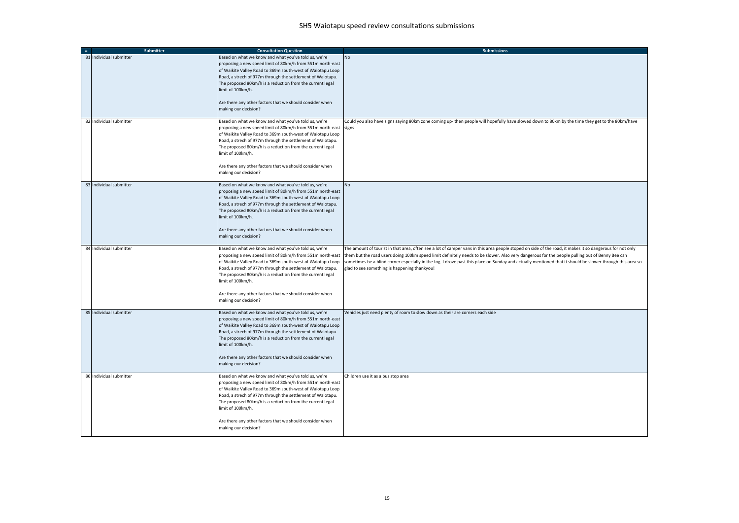# SH5 Waiotapu speed review consultations submissions

| # | Submitter | Consultation Question | Submissions |
|---|---|---|---|
| 81 | Individual submitter | Based on what we know and what you've told us, we're proposing a new speed limit of 80km/h from 551m north-east of Waikite Valley Road to 369m south-west of Waiotapu Loop Road, a strech of 977m through the settlement of Waiotapu. The proposed 80km/h is a reduction from the current legal limit of 100km/h.<br><br>Are there any other factors that we should consider when making our decision? | No |
| 82 | Individual submitter | Based on what we know and what you've told us, we're proposing a new speed limit of 80km/h from 551m north-east of Waikite Valley Road to 369m south-west of Waiotapu Loop Road, a strech of 977m through the settlement of Waiotapu. The proposed 80km/h is a reduction from the current legal limit of 100km/h.<br><br>Are there any other factors that we should consider when making our decision? | Could you also have signs saying 80km zone coming up- then people will hopefully have slowed down to 80km by the time they get to the 80km/have signs |
| 83 | Individual submitter | Based on what we know and what you've told us, we're proposing a new speed limit of 80km/h from 551m north-east of Waikite Valley Road to 369m south-west of Waiotapu Loop Road, a strech of 977m through the settlement of Waiotapu. The proposed 80km/h is a reduction from the current legal limit of 100km/h.<br><br>Are there any other factors that we should consider when making our decision? | No |
| 84 | Individual submitter | Based on what we know and what you've told us, we're proposing a new speed limit of 80km/h from 551m north-east of Waikite Valley Road to 369m south-west of Waiotapu Loop Road, a strech of 977m through the settlement of Waiotapu. The proposed 80km/h is a reduction from the current legal limit of 100km/h.<br><br>Are there any other factors that we should consider when making our decision? | The amount of tourist in that area, often see a lot of camper vans in this area people stoped on side of the road, it makes it so dangerous for not only them but the road users doing 100km speed limit definitely needs to be slower. Also very dangerous for the people pulling out of Benny Bee can sometimes be a blind corner especially in the fog. I drove past this place on Sunday and actually mentioned that it should be slower through this area so glad to see something is happening thankyou! |
| 85 | Individual submitter | Based on what we know and what you've told us, we're proposing a new speed limit of 80km/h from 551m north-east of Waikite Valley Road to 369m south-west of Waiotapu Loop Road, a strech of 977m through the settlement of Waiotapu. The proposed 80km/h is a reduction from the current legal limit of 100km/h.<br><br>Are there any other factors that we should consider when making our decision? | Vehicles just need plenty of room to slow down as their are corners each side |
| 86 | Individual submitter | Based on what we know and what you've told us, we're proposing a new speed limit of 80km/h from 551m north-east of Waikite Valley Road to 369m south-west of Waiotapu Loop Road, a strech of 977m through the settlement of Waiotapu. The proposed 80km/h is a reduction from the current legal limit of 100km/h.<br><br>Are there any other factors that we should consider when making our decision? | Children use it as a bus stop area |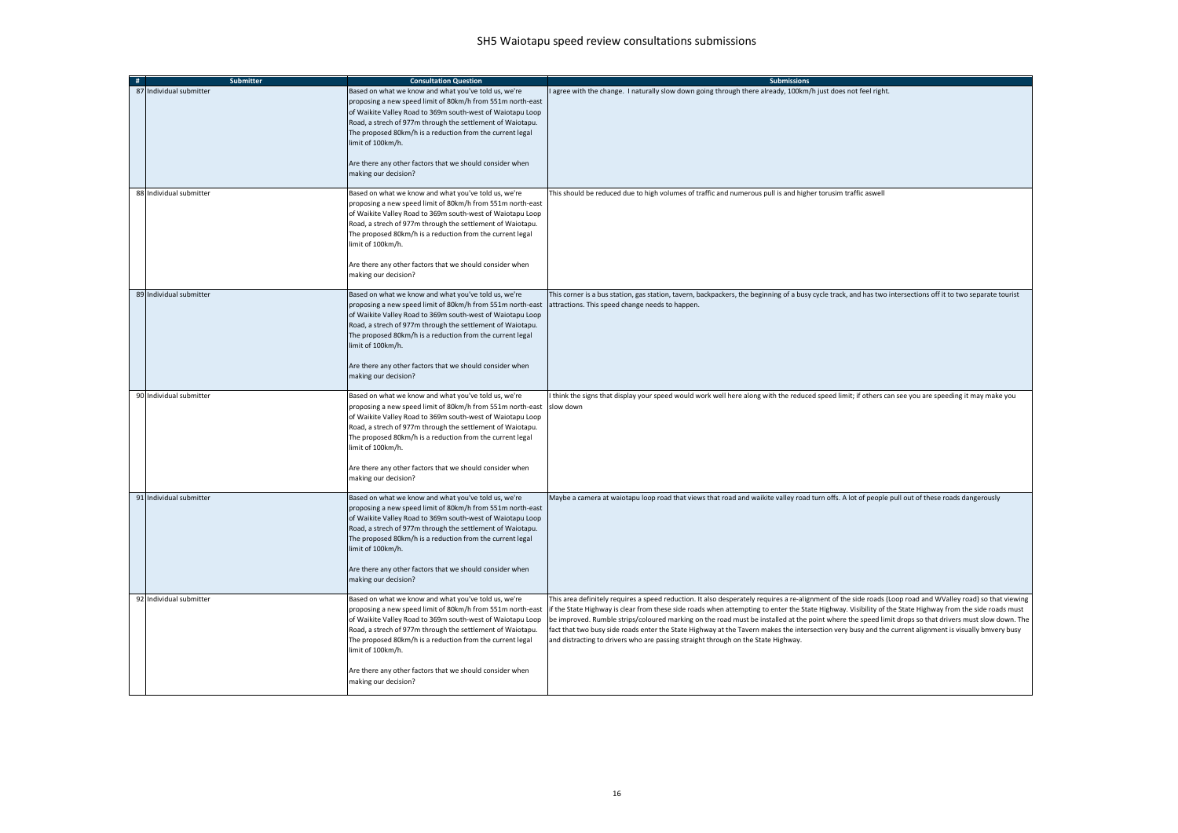# SH5 Waiotapu speed review consultations submissions

| # | Submitter | Consultation Question | Submissions |
|---|---|---|---|
| 87 | Individual submitter | Based on what we know and what you've told us, we're proposing a new speed limit of 80km/h from 551m north-east of Waikite Valley Road to 369m south-west of Waiotapu Loop Road, a strech of 977m through the settlement of Waiotapu. The proposed 80km/h is a reduction from the current legal limit of 100km/h.<br><br>Are there any other factors that we should consider when making our decision? | I agree with the change. I naturally slow down going through there already, 100km/h just does not feel right. |
| 88 | Individual submitter | Based on what we know and what you've told us, we're proposing a new speed limit of 80km/h from 551m north-east of Waikite Valley Road to 369m south-west of Waiotapu Loop Road, a strech of 977m through the settlement of Waiotapu. The proposed 80km/h is a reduction from the current legal limit of 100km/h.<br><br>Are there any other factors that we should consider when making our decision? | This should be reduced due to high volumes of traffic and numerous pull is and higher torusim traffic aswell |
| 89 | Individual submitter | Based on what we know and what you've told us, we're proposing a new speed limit of 80km/h from 551m north-east of Waikite Valley Road to 369m south-west of Waiotapu Loop Road, a strech of 977m through the settlement of Waiotapu. The proposed 80km/h is a reduction from the current legal limit of 100km/h.<br><br>Are there any other factors that we should consider when making our decision? | This corner is a bus station, gas station, tavern, backpackers, the beginning of a busy cycle track, and has two intersections off it to two separate tourist attractions. This speed change needs to happen. |
| 90 | Individual submitter | Based on what we know and what you've told us, we're proposing a new speed limit of 80km/h from 551m north-east of Waikite Valley Road to 369m south-west of Waiotapu Loop Road, a strech of 977m through the settlement of Waiotapu. The proposed 80km/h is a reduction from the current legal limit of 100km/h.<br><br>Are there any other factors that we should consider when making our decision? | I think the signs that display your speed would work well here along with the reduced speed limit; if others can see you are speeding it may make you slow down |
| 91 | Individual submitter | Based on what we know and what you've told us, we're proposing a new speed limit of 80km/h from 551m north-east of Waikite Valley Road to 369m south-west of Waiotapu Loop Road, a strech of 977m through the settlement of Waiotapu. The proposed 80km/h is a reduction from the current legal limit of 100km/h.<br><br>Are there any other factors that we should consider when making our decision? | Maybe a camera at waiotapu loop road that views that road and waikite valley road turn offs. A lot of people pull out of these roads dangerously |
| 92 | Individual submitter | Based on what we know and what you've told us, we're proposing a new speed limit of 80km/h from 551m north-east of Waikite Valley Road to 369m south-west of Waiotapu Loop Road, a strech of 977m through the settlement of Waiotapu. The proposed 80km/h is a reduction from the current legal limit of 100km/h.<br><br>Are there any other factors that we should consider when making our decision? | This area definitely requires a speed reduction. It also desperately requires a re-alignment of the side roads (Loop road and WValley road) so that viewing if the State Highway is clear from these side roads when attempting to enter the State Highway. Visibility of the State Highway from the side roads must be improved. Rumble strips/coloured marking on the road must be installed at the point where the speed limit drops so that drivers must slow down. The fact that two busy side roads enter the State Highway at the Tavern makes the intersection very busy and the current alignment is visually bmvery busy and distracting to drivers who are passing straight through on the State Highway. |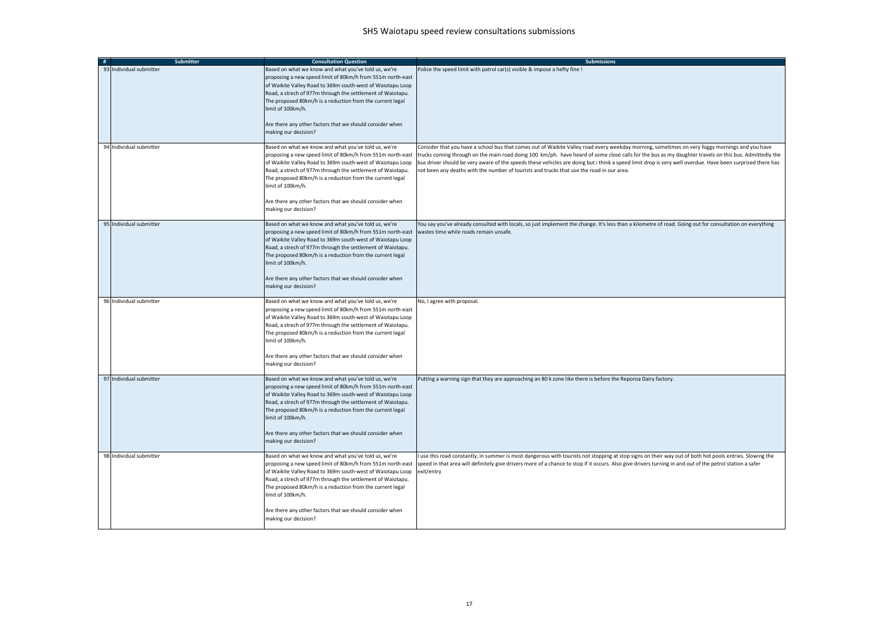# SH5 Waiotapu speed review consultations submissions

| # | Submitter | Consultation Question | Submissions |
|---|---|---|---|
| 93 | Individual submitter | Based on what we know and what you've told us, we're proposing a new speed limit of 80km/h from 551m north-east of Waikite Valley Road to 369m south-west of Waiotapu Loop Road, a strech of 977m through the settlement of Waiotapu. The proposed 80km/h is a reduction from the current legal limit of 100km/h.<br><br>Are there any other factors that we should consider when making our decision? | Police the speed limit with patrol car(s) visible & impose a hefty fine ! |
| 94 | Individual submitter | Based on what we know and what you've told us, we're proposing a new speed limit of 80km/h from 551m north-east of Waikite Valley Road to 369m south-west of Waiotapu Loop Road, a strech of 977m through the settlement of Waiotapu. The proposed 80km/h is a reduction from the current legal limit of 100km/h.<br><br>Are there any other factors that we should consider when making our decision? | Consider that you have a school bus that comes out of Waikite Valley road every weekday morning, sometimes on very foggy mornings and you have trucks coming through on the main road doing 100 km/ph. have heard of some close calls for the bus as my daughter travels on this bus. Admittedly the bus driver should be very aware of the speeds these vehicles are doing but i think a speed limit drop is very well overdue. Have been surprised there has not been any deaths with the number of tourists and trucks that use the road in our area. |
| 95 | Individual submitter | Based on what we know and what you've told us, we're proposing a new speed limit of 80km/h from 551m north-east of Waikite Valley Road to 369m south-west of Waiotapu Loop Road, a strech of 977m through the settlement of Waiotapu. The proposed 80km/h is a reduction from the current legal limit of 100km/h.<br><br>Are there any other factors that we should consider when making our decision? | You say you've already consulted with locals, so just implement the change. It's less than a kilometre of road. Going out for consultation on everything wastes time while roads remain unsafe. |
| 96 | Individual submitter | Based on what we know and what you've told us, we're proposing a new speed limit of 80km/h from 551m north-east of Waikite Valley Road to 369m south-west of Waiotapu Loop Road, a strech of 977m through the settlement of Waiotapu. The proposed 80km/h is a reduction from the current legal limit of 100km/h.<br><br>Are there any other factors that we should consider when making our decision? | No, I agree with proposal. |
| 97 | Individual submitter | Based on what we know and what you've told us, we're proposing a new speed limit of 80km/h from 551m north-east of Waikite Valley Road to 369m south-west of Waiotapu Loop Road, a strech of 977m through the settlement of Waiotapu. The proposed 80km/h is a reduction from the current legal limit of 100km/h.<br><br>Are there any other factors that we should consider when making our decision? | Putting a warning sign that they are approaching an 80 k zone like there is before the Reporoa Dairy factory. |
| 98 | Individual submitter | Based on what we know and what you've told us, we're proposing a new speed limit of 80km/h from 551m north-east of Waikite Valley Road to 369m south-west of Waiotapu Loop Road, a strech of 977m through the settlement of Waiotapu. The proposed 80km/h is a reduction from the current legal limit of 100km/h.<br><br>Are there any other factors that we should consider when making our decision? | I use this road constantly, in summer is most dangerous with tourists not stopping at stop signs on their way out of both hot pools entries. Slowing the speed in that area will definitely give drivers more of a chance to stop if it occurs. Also give drivers turning in and out of the petrol station a safer exit/entry |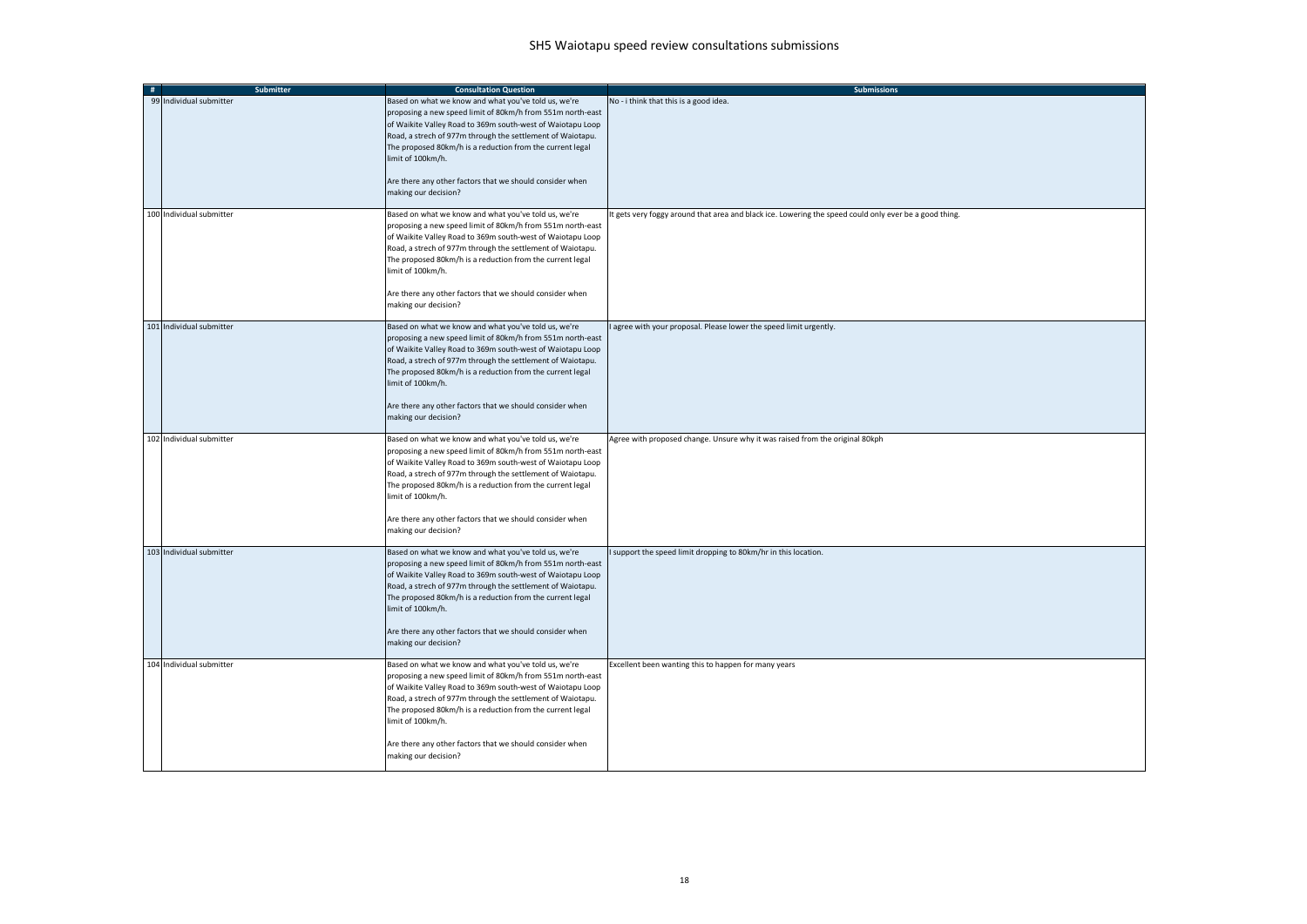# SH5 Waiotapu speed review consultations submissions

| # | Submitter | Consultation Question | Submissions |
|---|---|---|---|
| 99 | Individual submitter | Based on what we know and what you've told us, we're proposing a new speed limit of 80km/h from 551m north-east of Waikite Valley Road to 369m south-west of Waiotapu Loop Road, a strech of 977m through the settlement of Waiotapu. The proposed 80km/h is a reduction from the current legal limit of 100km/h.<br><br>Are there any other factors that we should consider when making our decision? | No - i think that this is a good idea. |
| 100 | Individual submitter | Based on what we know and what you've told us, we're proposing a new speed limit of 80km/h from 551m north-east of Waikite Valley Road to 369m south-west of Waiotapu Loop Road, a strech of 977m through the settlement of Waiotapu. The proposed 80km/h is a reduction from the current legal limit of 100km/h.<br><br>Are there any other factors that we should consider when making our decision? | It gets very foggy around that area and black ice. Lowering the speed could only ever be a good thing. |
| 101 | Individual submitter | Based on what we know and what you've told us, we're proposing a new speed limit of 80km/h from 551m north-east of Waikite Valley Road to 369m south-west of Waiotapu Loop Road, a strech of 977m through the settlement of Waiotapu. The proposed 80km/h is a reduction from the current legal limit of 100km/h.<br><br>Are there any other factors that we should consider when making our decision? | I agree with your proposal. Please lower the speed limit urgently. |
| 102 | Individual submitter | Based on what we know and what you've told us, we're proposing a new speed limit of 80km/h from 551m north-east of Waikite Valley Road to 369m south-west of Waiotapu Loop Road, a strech of 977m through the settlement of Waiotapu. The proposed 80km/h is a reduction from the current legal limit of 100km/h.<br><br>Are there any other factors that we should consider when making our decision? | Agree with proposed change. Unsure why it was raised from the original 80kph |
| 103 | Individual submitter | Based on what we know and what you've told us, we're proposing a new speed limit of 80km/h from 551m north-east of Waikite Valley Road to 369m south-west of Waiotapu Loop Road, a strech of 977m through the settlement of Waiotapu. The proposed 80km/h is a reduction from the current legal limit of 100km/h.<br><br>Are there any other factors that we should consider when making our decision? | I support the speed limit dropping to 80km/hr in this location. |
| 104 | Individual submitter | Based on what we know and what you've told us, we're proposing a new speed limit of 80km/h from 551m north-east of Waikite Valley Road to 369m south-west of Waiotapu Loop Road, a strech of 977m through the settlement of Waiotapu. The proposed 80km/h is a reduction from the current legal limit of 100km/h.<br><br>Are there any other factors that we should consider when making our decision? | Excellent been wanting this to happen for many years |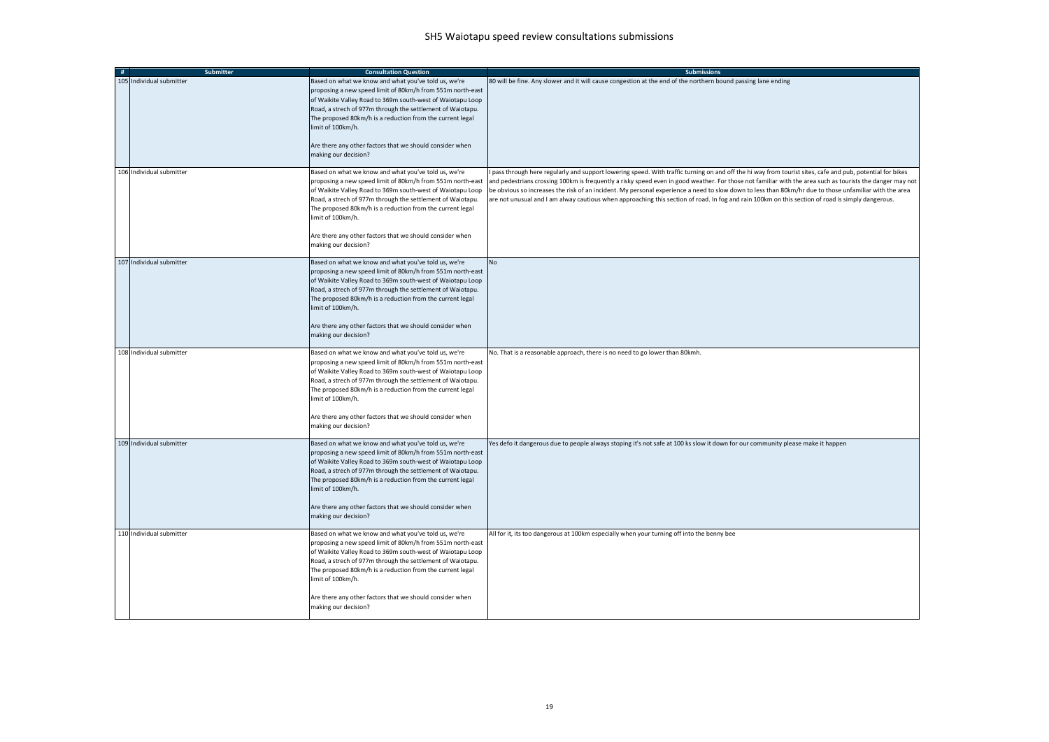# SH5 Waiotapu speed review consultations submissions

| # | Submitter | Consultation Question | Submissions |
|---|---|---|---|
| 105 | Individual submitter | Based on what we know and what you've told us, we're proposing a new speed limit of 80km/h from 551m north-east of Waikite Valley Road to 369m south-west of Waiotapu Loop Road, a strech of 977m through the settlement of Waiotapu. The proposed 80km/h is a reduction from the current legal limit of 100km/h.<br><br>Are there any other factors that we should consider when making our decision? | 80 will be fine. Any slower and it will cause congestion at the end of the northern bound passing lane ending |
| 106 | Individual submitter | Based on what we know and what you've told us, we're proposing a new speed limit of 80km/h from 551m north-east of Waikite Valley Road to 369m south-west of Waiotapu Loop Road, a strech of 977m through the settlement of Waiotapu. The proposed 80km/h is a reduction from the current legal limit of 100km/h.<br><br>Are there any other factors that we should consider when making our decision? | I pass through here regularly and support lowering speed. With traffic turning on and off the hi way from tourist sites, cafe and pub, potential for bikes and pedestrians crossing 100km is frequently a risky speed even in good weather. For those not familiar with the area such as tourists the danger may not be obvious so increases the risk of an incident. My personal experience a need to slow down to less than 80km/hr due to those unfamiliar with the area are not unusual and I am alway cautious when approaching this section of road. In fog and rain 100km on this section of road is simply dangerous. |
| 107 | Individual submitter | Based on what we know and what you've told us, we're proposing a new speed limit of 80km/h from 551m north-east of Waikite Valley Road to 369m south-west of Waiotapu Loop Road, a strech of 977m through the settlement of Waiotapu. The proposed 80km/h is a reduction from the current legal limit of 100km/h.<br><br>Are there any other factors that we should consider when making our decision? | No |
| 108 | Individual submitter | Based on what we know and what you've told us, we're proposing a new speed limit of 80km/h from 551m north-east of Waikite Valley Road to 369m south-west of Waiotapu Loop Road, a strech of 977m through the settlement of Waiotapu. The proposed 80km/h is a reduction from the current legal limit of 100km/h.<br><br>Are there any other factors that we should consider when making our decision? | No. That is a reasonable approach, there is no need to go lower than 80kmh. |
| 109 | Individual submitter | Based on what we know and what you've told us, we're proposing a new speed limit of 80km/h from 551m north-east of Waikite Valley Road to 369m south-west of Waiotapu Loop Road, a strech of 977m through the settlement of Waiotapu. The proposed 80km/h is a reduction from the current legal limit of 100km/h.<br><br>Are there any other factors that we should consider when making our decision? | Yes defo it dangerous due to people always stoping it's not safe at 100 ks slow it down for our community please make it happen |
| 110 | Individual submitter | Based on what we know and what you've told us, we're proposing a new speed limit of 80km/h from 551m north-east of Waikite Valley Road to 369m south-west of Waiotapu Loop Road, a strech of 977m through the settlement of Waiotapu. The proposed 80km/h is a reduction from the current legal limit of 100km/h.<br><br>Are there any other factors that we should consider when making our decision? | All for it, its too dangerous at 100km especially when your turning off into the benny bee |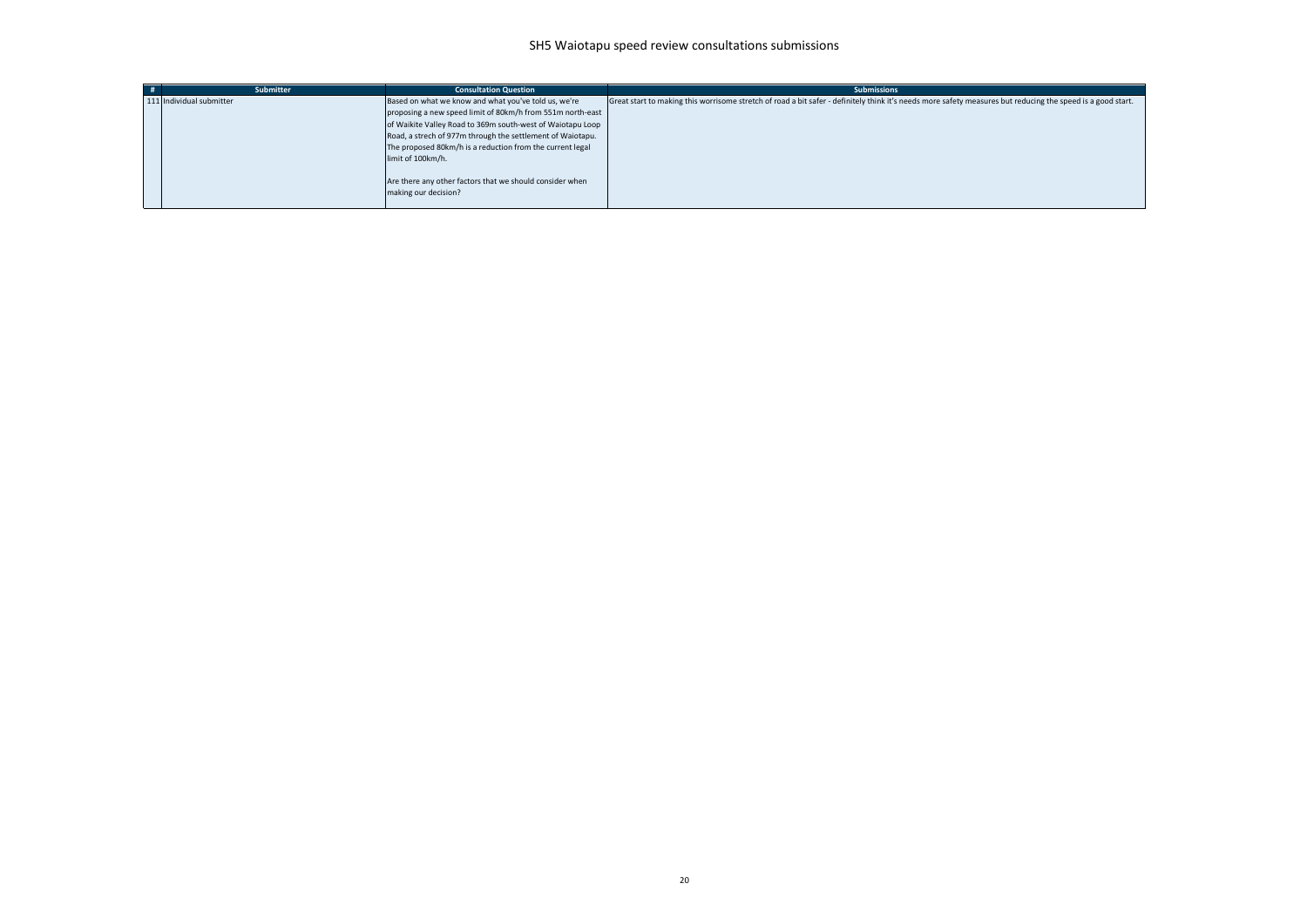# SH5 Waiotapu speed review consultations submissions

| # | Submitter | Consultation Question | Submissions |
|---|---|---|---|
| 111 | Individual submitter | Based on what we know and what you've told us, we're proposing a new speed limit of 80km/h from 551m north-east of Waikite Valley Road to 369m south-west of Waiotapu Loop Road, a strech of 977m through the settlement of Waiotapu. The proposed 80km/h is a reduction from the current legal limit of 100km/h.<br><br>Are there any other factors that we should consider when making our decision? | Great start to making this worrisome stretch of road a bit safer - definitely think it's needs more safety measures but reducing the speed is a good start. |